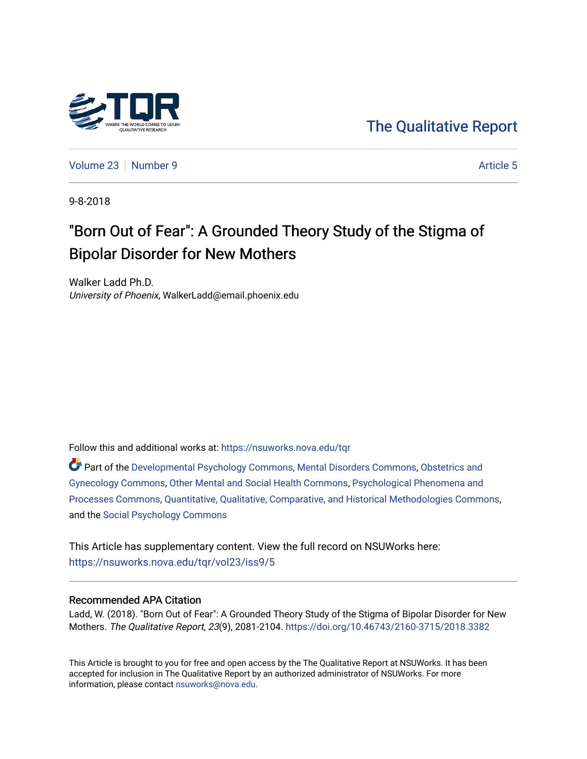The Qualitative Report

Volume 23 | Number 9 | Article 5

9-8-2018

# "Born Out of Fear": A Grounded Theory Study of the Stigma of Bipolar Disorder for New Mothers

Walker Ladd Ph.D.
*University of Phoenix*, WalkerLadd@email.phoenix.edu

Follow this and additional works at: https://nsuworks.nova.edu/tqr

Part of the Developmental Psychology Commons, Mental Disorders Commons, Obstetrics and Gynecology Commons, Other Mental and Social Health Commons, Psychological Phenomena and Processes Commons, Quantitative, Qualitative, Comparative, and Historical Methodologies Commons, and the Social Psychology Commons

This Article has supplementary content. View the full record on NSUWorks here: https://nsuworks.nova.edu/tqr/vol23/iss9/5

## Recommended APA Citation

Ladd, W. (2018). "Born Out of Fear": A Grounded Theory Study of the Stigma of Bipolar Disorder for New Mothers. *The Qualitative Report*, *23*(9), 2081-2104. https://doi.org/10.46743/2160-3715/2018.3382

This Article is brought to you for free and open access by the The Qualitative Report at NSUWorks. It has been accepted for inclusion in The Qualitative Report by an authorized administrator of NSUWorks. For more information, please contact nsuworks@nova.edu.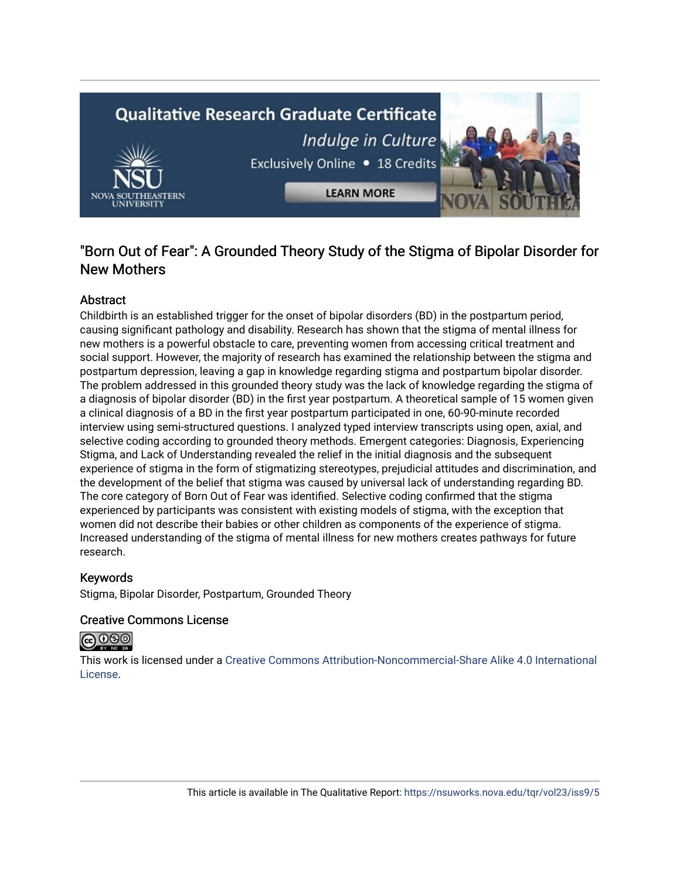# "Born Out of Fear": A Grounded Theory Study of the Stigma of Bipolar Disorder for New Mothers

## Abstract

Childbirth is an established trigger for the onset of bipolar disorders (BD) in the postpartum period, causing significant pathology and disability. Research has shown that the stigma of mental illness for new mothers is a powerful obstacle to care, preventing women from accessing critical treatment and social support. However, the majority of research has examined the relationship between the stigma and postpartum depression, leaving a gap in knowledge regarding stigma and postpartum bipolar disorder. The problem addressed in this grounded theory study was the lack of knowledge regarding the stigma of a diagnosis of bipolar disorder (BD) in the first year postpartum. A theoretical sample of 15 women given a clinical diagnosis of a BD in the first year postpartum participated in one, 60-90-minute recorded interview using semi-structured questions. I analyzed typed interview transcripts using open, axial, and selective coding according to grounded theory methods. Emergent categories: Diagnosis, Experiencing Stigma, and Lack of Understanding revealed the relief in the initial diagnosis and the subsequent experience of stigma in the form of stigmatizing stereotypes, prejudicial attitudes and discrimination, and the development of the belief that stigma was caused by universal lack of understanding regarding BD. The core category of Born Out of Fear was identified. Selective coding confirmed that the stigma experienced by participants was consistent with existing models of stigma, with the exception that women did not describe their babies or other children as components of the experience of stigma. Increased understanding of the stigma of mental illness for new mothers creates pathways for future research.

## Keywords

Stigma, Bipolar Disorder, Postpartum, Grounded Theory

## Creative Commons License

This work is licensed under a Creative Commons Attribution-Noncommercial-Share Alike 4.0 International License.

This article is available in The Qualitative Report: https://nsuworks.nova.edu/tqr/vol23/iss9/5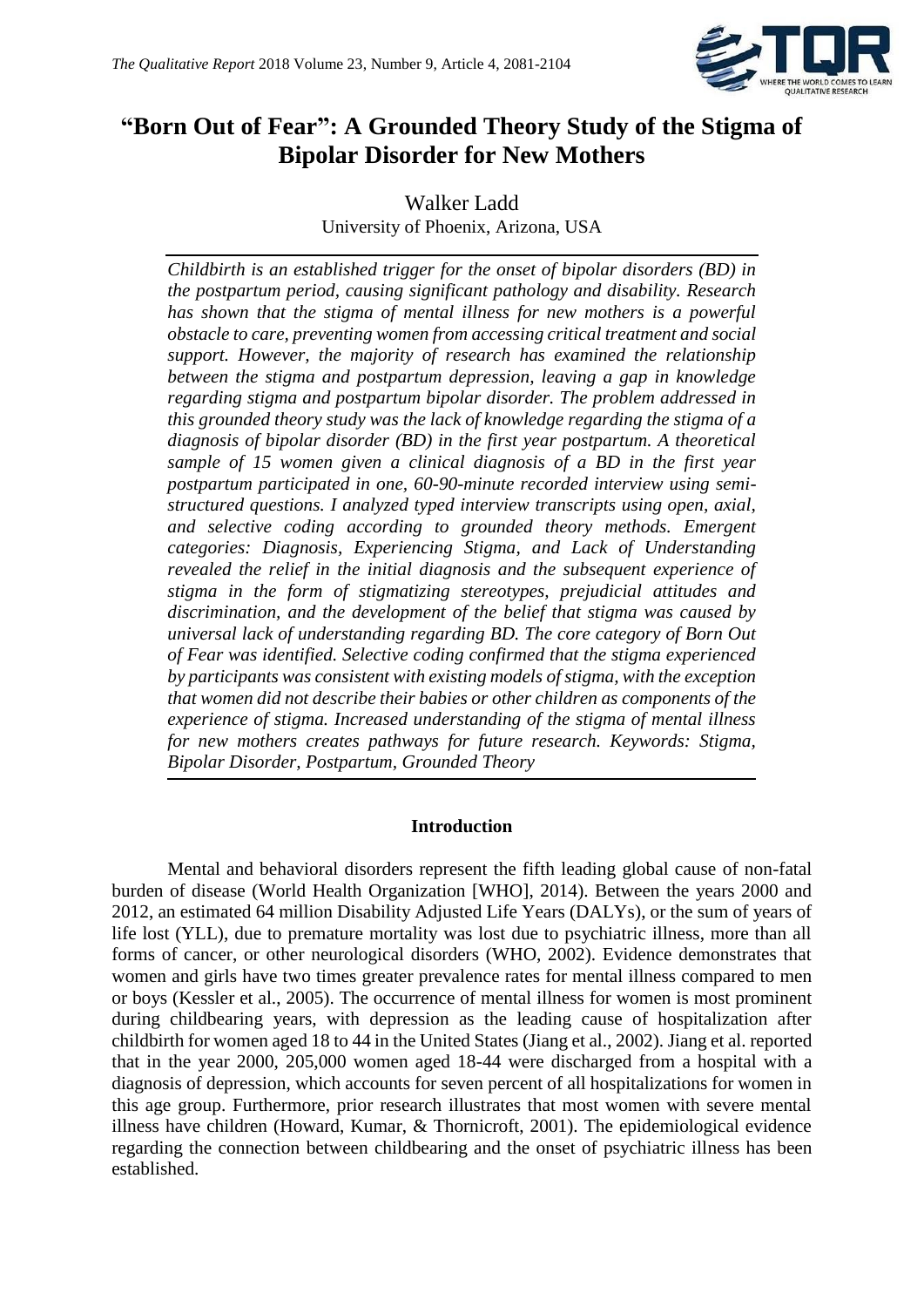# "Born Out of Fear": A Grounded Theory Study of the Stigma of Bipolar Disorder for New Mothers

Walker Ladd
University of Phoenix, Arizona, USA

*Childbirth is an established trigger for the onset of bipolar disorders (BD) in the postpartum period, causing significant pathology and disability. Research has shown that the stigma of mental illness for new mothers is a powerful obstacle to care, preventing women from accessing critical treatment and social support. However, the majority of research has examined the relationship between the stigma and postpartum depression, leaving a gap in knowledge regarding stigma and postpartum bipolar disorder. The problem addressed in this grounded theory study was the lack of knowledge regarding the stigma of a diagnosis of bipolar disorder (BD) in the first year postpartum. A theoretical sample of 15 women given a clinical diagnosis of a BD in the first year postpartum participated in one, 60-90-minute recorded interview using semi-structured questions. I analyzed typed interview transcripts using open, axial, and selective coding according to grounded theory methods. Emergent categories: Diagnosis, Experiencing Stigma, and Lack of Understanding revealed the relief in the initial diagnosis and the subsequent experience of stigma in the form of stigmatizing stereotypes, prejudicial attitudes and discrimination, and the development of the belief that stigma was caused by universal lack of understanding regarding BD. The core category of Born Out of Fear was identified. Selective coding confirmed that the stigma experienced by participants was consistent with existing models of stigma, with the exception that women did not describe their babies or other children as components of the experience of stigma. Increased understanding of the stigma of mental illness for new mothers creates pathways for future research. Keywords: Stigma, Bipolar Disorder, Postpartum, Grounded Theory*

## Introduction

Mental and behavioral disorders represent the fifth leading global cause of non-fatal burden of disease (World Health Organization [WHO], 2014). Between the years 2000 and 2012, an estimated 64 million Disability Adjusted Life Years (DALYs), or the sum of years of life lost (YLL), due to premature mortality was lost due to psychiatric illness, more than all forms of cancer, or other neurological disorders (WHO, 2002). Evidence demonstrates that women and girls have two times greater prevalence rates for mental illness compared to men or boys (Kessler et al., 2005). The occurrence of mental illness for women is most prominent during childbearing years, with depression as the leading cause of hospitalization after childbirth for women aged 18 to 44 in the United States (Jiang et al., 2002). Jiang et al. reported that in the year 2000, 205,000 women aged 18-44 were discharged from a hospital with a diagnosis of depression, which accounts for seven percent of all hospitalizations for women in this age group. Furthermore, prior research illustrates that most women with severe mental illness have children (Howard, Kumar, & Thornicroft, 2001). The epidemiological evidence regarding the connection between childbearing and the onset of psychiatric illness has been established.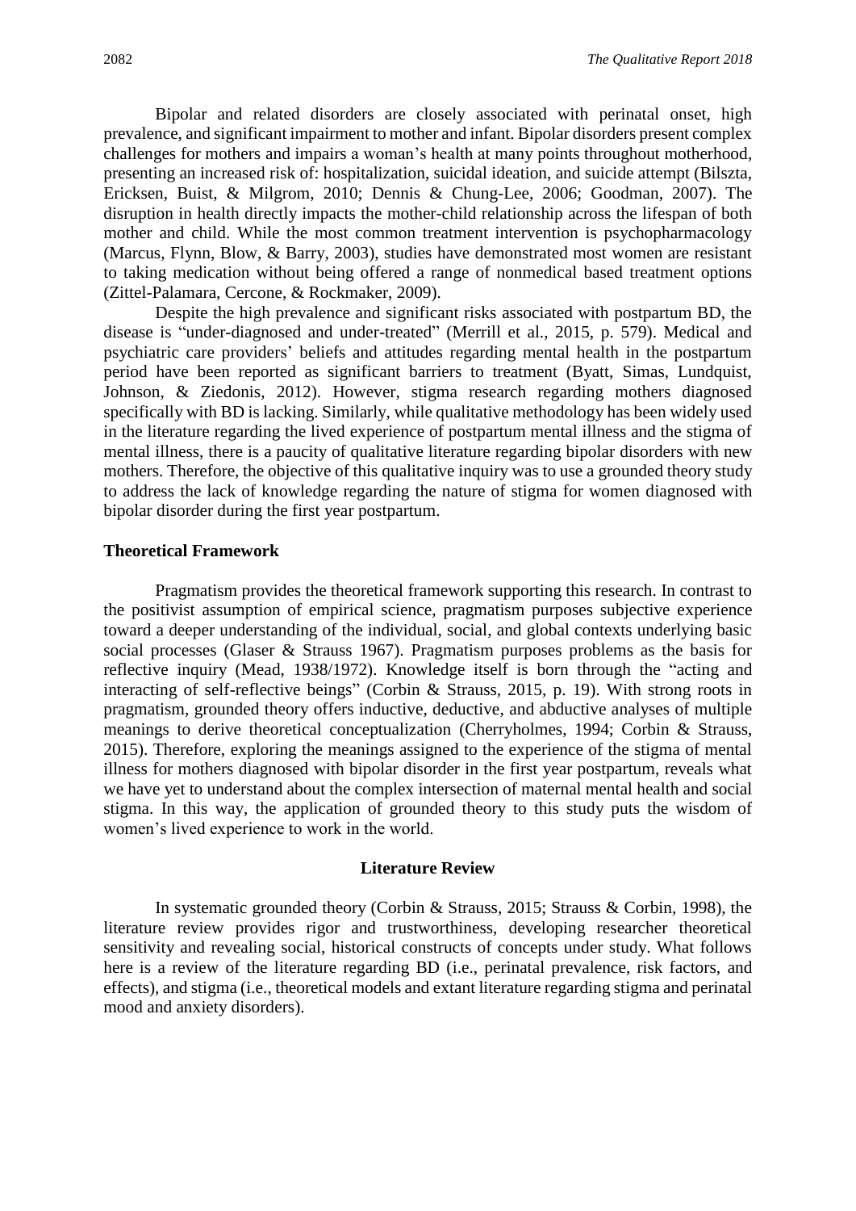Bipolar and related disorders are closely associated with perinatal onset, high prevalence, and significant impairment to mother and infant. Bipolar disorders present complex challenges for mothers and impairs a woman's health at many points throughout motherhood, presenting an increased risk of: hospitalization, suicidal ideation, and suicide attempt (Bilszta, Ericksen, Buist, & Milgrom, 2010; Dennis & Chung-Lee, 2006; Goodman, 2007). The disruption in health directly impacts the mother-child relationship across the lifespan of both mother and child. While the most common treatment intervention is psychopharmacology (Marcus, Flynn, Blow, & Barry, 2003), studies have demonstrated most women are resistant to taking medication without being offered a range of nonmedical based treatment options (Zittel-Palamara, Cercone, & Rockmaker, 2009).

Despite the high prevalence and significant risks associated with postpartum BD, the disease is "under-diagnosed and under-treated" (Merrill et al., 2015, p. 579). Medical and psychiatric care providers' beliefs and attitudes regarding mental health in the postpartum period have been reported as significant barriers to treatment (Byatt, Simas, Lundquist, Johnson, & Ziedonis, 2012). However, stigma research regarding mothers diagnosed specifically with BD is lacking. Similarly, while qualitative methodology has been widely used in the literature regarding the lived experience of postpartum mental illness and the stigma of mental illness, there is a paucity of qualitative literature regarding bipolar disorders with new mothers. Therefore, the objective of this qualitative inquiry was to use a grounded theory study to address the lack of knowledge regarding the nature of stigma for women diagnosed with bipolar disorder during the first year postpartum.

### Theoretical Framework

Pragmatism provides the theoretical framework supporting this research. In contrast to the positivist assumption of empirical science, pragmatism purposes subjective experience toward a deeper understanding of the individual, social, and global contexts underlying basic social processes (Glaser & Strauss 1967). Pragmatism purposes problems as the basis for reflective inquiry (Mead, 1938/1972). Knowledge itself is born through the "acting and interacting of self-reflective beings" (Corbin & Strauss, 2015, p. 19). With strong roots in pragmatism, grounded theory offers inductive, deductive, and abductive analyses of multiple meanings to derive theoretical conceptualization (Cherryholmes, 1994; Corbin & Strauss, 2015). Therefore, exploring the meanings assigned to the experience of the stigma of mental illness for mothers diagnosed with bipolar disorder in the first year postpartum, reveals what we have yet to understand about the complex intersection of maternal mental health and social stigma. In this way, the application of grounded theory to this study puts the wisdom of women's lived experience to work in the world.

## Literature Review

In systematic grounded theory (Corbin & Strauss, 2015; Strauss & Corbin, 1998), the literature review provides rigor and trustworthiness, developing researcher theoretical sensitivity and revealing social, historical constructs of concepts under study. What follows here is a review of the literature regarding BD (i.e., perinatal prevalence, risk factors, and effects), and stigma (i.e., theoretical models and extant literature regarding stigma and perinatal mood and anxiety disorders).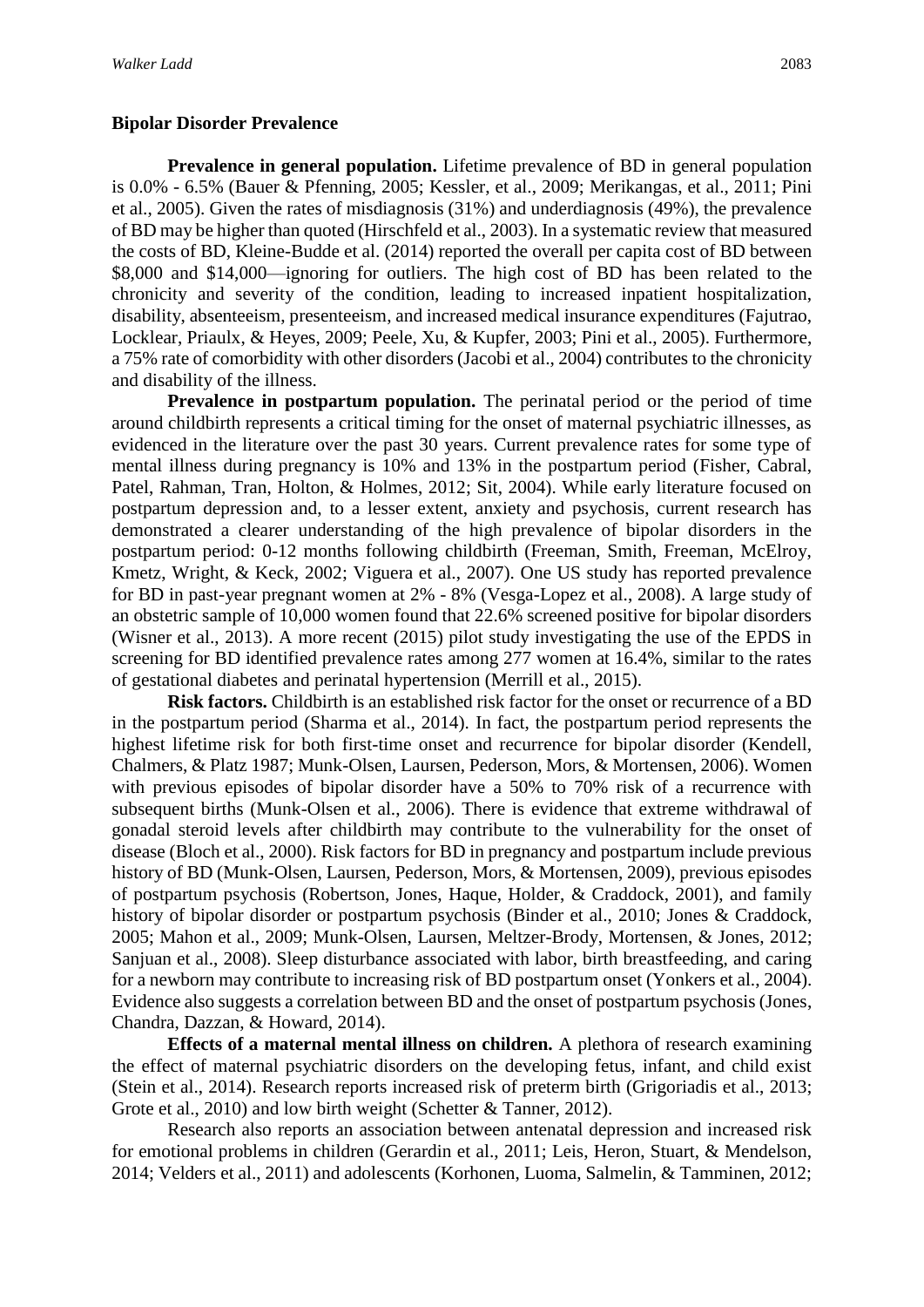## Bipolar Disorder Prevalence

**Prevalence in general population.** Lifetime prevalence of BD in general population is 0.0% - 6.5% (Bauer & Pfenning, 2005; Kessler, et al., 2009; Merikangas, et al., 2011; Pini et al., 2005). Given the rates of misdiagnosis (31%) and underdiagnosis (49%), the prevalence of BD may be higher than quoted (Hirschfeld et al., 2003). In a systematic review that measured the costs of BD, Kleine-Budde et al. (2014) reported the overall per capita cost of BD between \$8,000 and \$14,000—ignoring for outliers. The high cost of BD has been related to the chronicity and severity of the condition, leading to increased inpatient hospitalization, disability, absenteeism, presenteeism, and increased medical insurance expenditures (Fajutrao, Locklear, Priaulx, & Heyes, 2009; Peele, Xu, & Kupfer, 2003; Pini et al., 2005). Furthermore, a 75% rate of comorbidity with other disorders (Jacobi et al., 2004) contributes to the chronicity and disability of the illness.

**Prevalence in postpartum population.** The perinatal period or the period of time around childbirth represents a critical timing for the onset of maternal psychiatric illnesses, as evidenced in the literature over the past 30 years. Current prevalence rates for some type of mental illness during pregnancy is 10% and 13% in the postpartum period (Fisher, Cabral, Patel, Rahman, Tran, Holton, & Holmes, 2012; Sit, 2004). While early literature focused on postpartum depression and, to a lesser extent, anxiety and psychosis, current research has demonstrated a clearer understanding of the high prevalence of bipolar disorders in the postpartum period: 0-12 months following childbirth (Freeman, Smith, Freeman, McElroy, Kmetz, Wright, & Keck, 2002; Viguera et al., 2007). One US study has reported prevalence for BD in past-year pregnant women at 2% - 8% (Vesga-Lopez et al., 2008). A large study of an obstetric sample of 10,000 women found that 22.6% screened positive for bipolar disorders (Wisner et al., 2013). A more recent (2015) pilot study investigating the use of the EPDS in screening for BD identified prevalence rates among 277 women at 16.4%, similar to the rates of gestational diabetes and perinatal hypertension (Merrill et al., 2015).

**Risk factors.** Childbirth is an established risk factor for the onset or recurrence of a BD in the postpartum period (Sharma et al., 2014). In fact, the postpartum period represents the highest lifetime risk for both first-time onset and recurrence for bipolar disorder (Kendell, Chalmers, & Platz 1987; Munk-Olsen, Laursen, Pederson, Mors, & Mortensen, 2006). Women with previous episodes of bipolar disorder have a 50% to 70% risk of a recurrence with subsequent births (Munk-Olsen et al., 2006). There is evidence that extreme withdrawal of gonadal steroid levels after childbirth may contribute to the vulnerability for the onset of disease (Bloch et al., 2000). Risk factors for BD in pregnancy and postpartum include previous history of BD (Munk-Olsen, Laursen, Pederson, Mors, & Mortensen, 2009), previous episodes of postpartum psychosis (Robertson, Jones, Haque, Holder, & Craddock, 2001), and family history of bipolar disorder or postpartum psychosis (Binder et al., 2010; Jones & Craddock, 2005; Mahon et al., 2009; Munk-Olsen, Laursen, Meltzer-Brody, Mortensen, & Jones, 2012; Sanjuan et al., 2008). Sleep disturbance associated with labor, birth breastfeeding, and caring for a newborn may contribute to increasing risk of BD postpartum onset (Yonkers et al., 2004). Evidence also suggests a correlation between BD and the onset of postpartum psychosis (Jones, Chandra, Dazzan, & Howard, 2014).

**Effects of a maternal mental illness on children.** A plethora of research examining the effect of maternal psychiatric disorders on the developing fetus, infant, and child exist (Stein et al., 2014). Research reports increased risk of preterm birth (Grigoriadis et al., 2013; Grote et al., 2010) and low birth weight (Schetter & Tanner, 2012).

Research also reports an association between antenatal depression and increased risk for emotional problems in children (Gerardin et al., 2011; Leis, Heron, Stuart, & Mendelson, 2014; Velders et al., 2011) and adolescents (Korhonen, Luoma, Salmelin, & Tamminen, 2012;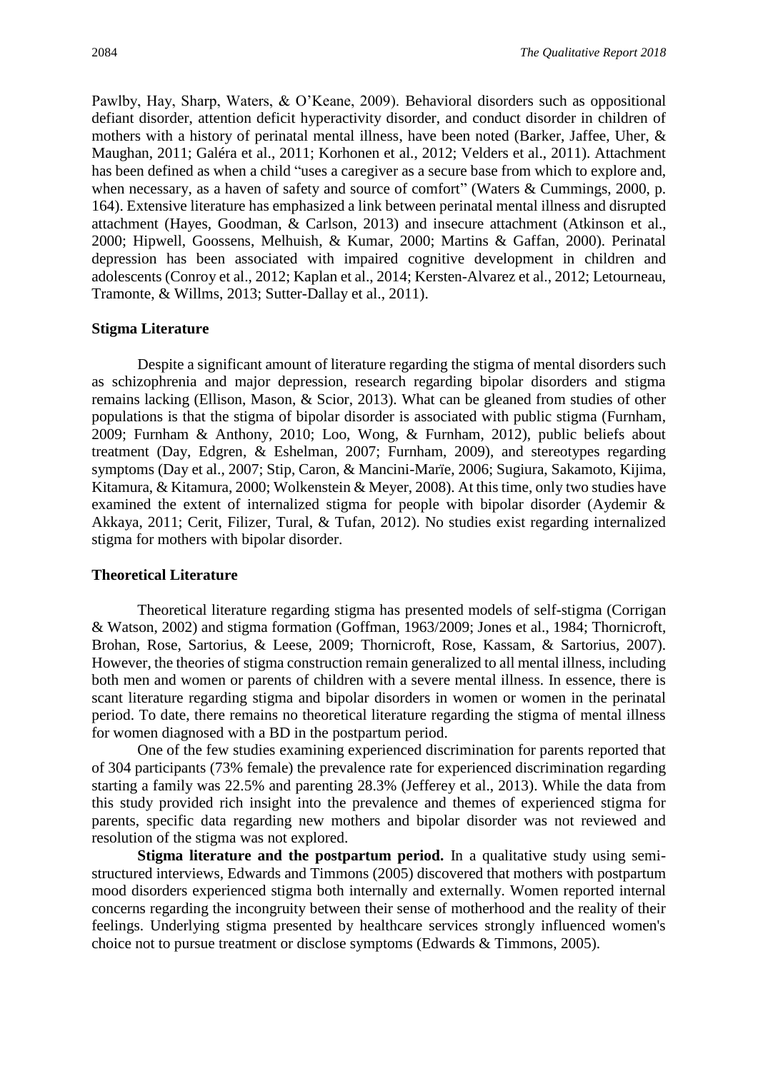Pawlby, Hay, Sharp, Waters, & O'Keane, 2009). Behavioral disorders such as oppositional defiant disorder, attention deficit hyperactivity disorder, and conduct disorder in children of mothers with a history of perinatal mental illness, have been noted (Barker, Jaffee, Uher, & Maughan, 2011; Galéra et al., 2011; Korhonen et al., 2012; Velders et al., 2011). Attachment has been defined as when a child "uses a caregiver as a secure base from which to explore and, when necessary, as a haven of safety and source of comfort" (Waters & Cummings, 2000, p. 164). Extensive literature has emphasized a link between perinatal mental illness and disrupted attachment (Hayes, Goodman, & Carlson, 2013) and insecure attachment (Atkinson et al., 2000; Hipwell, Goossens, Melhuish, & Kumar, 2000; Martins & Gaffan, 2000). Perinatal depression has been associated with impaired cognitive development in children and adolescents (Conroy et al., 2012; Kaplan et al., 2014; Kersten-Alvarez et al., 2012; Letourneau, Tramonte, & Willms, 2013; Sutter-Dallay et al., 2011).

### Stigma Literature

Despite a significant amount of literature regarding the stigma of mental disorders such as schizophrenia and major depression, research regarding bipolar disorders and stigma remains lacking (Ellison, Mason, & Scior, 2013). What can be gleaned from studies of other populations is that the stigma of bipolar disorder is associated with public stigma (Furnham, 2009; Furnham & Anthony, 2010; Loo, Wong, & Furnham, 2012), public beliefs about treatment (Day, Edgren, & Eshelman, 2007; Furnham, 2009), and stereotypes regarding symptoms (Day et al., 2007; Stip, Caron, & Mancini-Marïe, 2006; Sugiura, Sakamoto, Kijima, Kitamura, & Kitamura, 2000; Wolkenstein & Meyer, 2008). At this time, only two studies have examined the extent of internalized stigma for people with bipolar disorder (Aydemir & Akkaya, 2011; Cerit, Filizer, Tural, & Tufan, 2012). No studies exist regarding internalized stigma for mothers with bipolar disorder.

### Theoretical Literature

Theoretical literature regarding stigma has presented models of self-stigma (Corrigan & Watson, 2002) and stigma formation (Goffman, 1963/2009; Jones et al., 1984; Thornicroft, Brohan, Rose, Sartorius, & Leese, 2009; Thornicroft, Rose, Kassam, & Sartorius, 2007). However, the theories of stigma construction remain generalized to all mental illness, including both men and women or parents of children with a severe mental illness. In essence, there is scant literature regarding stigma and bipolar disorders in women or women in the perinatal period. To date, there remains no theoretical literature regarding the stigma of mental illness for women diagnosed with a BD in the postpartum period.

One of the few studies examining experienced discrimination for parents reported that of 304 participants (73% female) the prevalence rate for experienced discrimination regarding starting a family was 22.5% and parenting 28.3% (Jefferey et al., 2013). While the data from this study provided rich insight into the prevalence and themes of experienced stigma for parents, specific data regarding new mothers and bipolar disorder was not reviewed and resolution of the stigma was not explored.

**Stigma literature and the postpartum period.** In a qualitative study using semi-structured interviews, Edwards and Timmons (2005) discovered that mothers with postpartum mood disorders experienced stigma both internally and externally. Women reported internal concerns regarding the incongruity between their sense of motherhood and the reality of their feelings. Underlying stigma presented by healthcare services strongly influenced women's choice not to pursue treatment or disclose symptoms (Edwards & Timmons, 2005).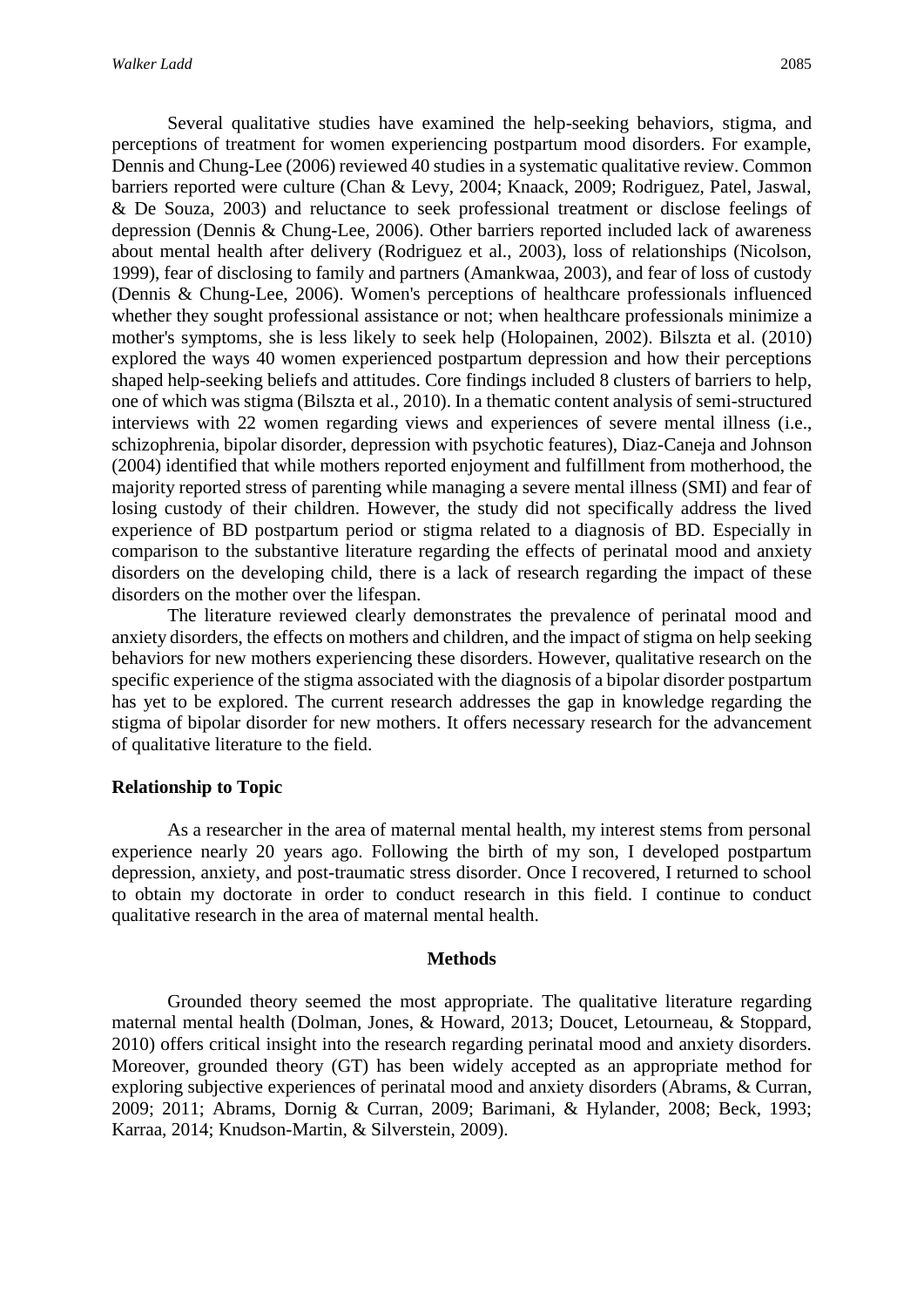Several qualitative studies have examined the help-seeking behaviors, stigma, and perceptions of treatment for women experiencing postpartum mood disorders. For example, Dennis and Chung-Lee (2006) reviewed 40 studies in a systematic qualitative review. Common barriers reported were culture (Chan & Levy, 2004; Knaack, 2009; Rodriguez, Patel, Jaswal, & De Souza, 2003) and reluctance to seek professional treatment or disclose feelings of depression (Dennis & Chung-Lee, 2006). Other barriers reported included lack of awareness about mental health after delivery (Rodriguez et al., 2003), loss of relationships (Nicolson, 1999), fear of disclosing to family and partners (Amankwaa, 2003), and fear of loss of custody (Dennis & Chung-Lee, 2006). Women's perceptions of healthcare professionals influenced whether they sought professional assistance or not; when healthcare professionals minimize a mother's symptoms, she is less likely to seek help (Holopainen, 2002). Bilszta et al. (2010) explored the ways 40 women experienced postpartum depression and how their perceptions shaped help-seeking beliefs and attitudes. Core findings included 8 clusters of barriers to help, one of which was stigma (Bilszta et al., 2010). In a thematic content analysis of semi-structured interviews with 22 women regarding views and experiences of severe mental illness (i.e., schizophrenia, bipolar disorder, depression with psychotic features), Diaz-Caneja and Johnson (2004) identified that while mothers reported enjoyment and fulfillment from motherhood, the majority reported stress of parenting while managing a severe mental illness (SMI) and fear of losing custody of their children. However, the study did not specifically address the lived experience of BD postpartum period or stigma related to a diagnosis of BD. Especially in comparison to the substantive literature regarding the effects of perinatal mood and anxiety disorders on the developing child, there is a lack of research regarding the impact of these disorders on the mother over the lifespan.

The literature reviewed clearly demonstrates the prevalence of perinatal mood and anxiety disorders, the effects on mothers and children, and the impact of stigma on help seeking behaviors for new mothers experiencing these disorders. However, qualitative research on the specific experience of the stigma associated with the diagnosis of a bipolar disorder postpartum has yet to be explored. The current research addresses the gap in knowledge regarding the stigma of bipolar disorder for new mothers. It offers necessary research for the advancement of qualitative literature to the field.

### Relationship to Topic

As a researcher in the area of maternal mental health, my interest stems from personal experience nearly 20 years ago. Following the birth of my son, I developed postpartum depression, anxiety, and post-traumatic stress disorder. Once I recovered, I returned to school to obtain my doctorate in order to conduct research in this field. I continue to conduct qualitative research in the area of maternal mental health.

## Methods

Grounded theory seemed the most appropriate. The qualitative literature regarding maternal mental health (Dolman, Jones, & Howard, 2013; Doucet, Letourneau, & Stoppard, 2010) offers critical insight into the research regarding perinatal mood and anxiety disorders. Moreover, grounded theory (GT) has been widely accepted as an appropriate method for exploring subjective experiences of perinatal mood and anxiety disorders (Abrams, & Curran, 2009; 2011; Abrams, Dornig & Curran, 2009; Barimani, & Hylander, 2008; Beck, 1993; Karraa, 2014; Knudson-Martin, & Silverstein, 2009).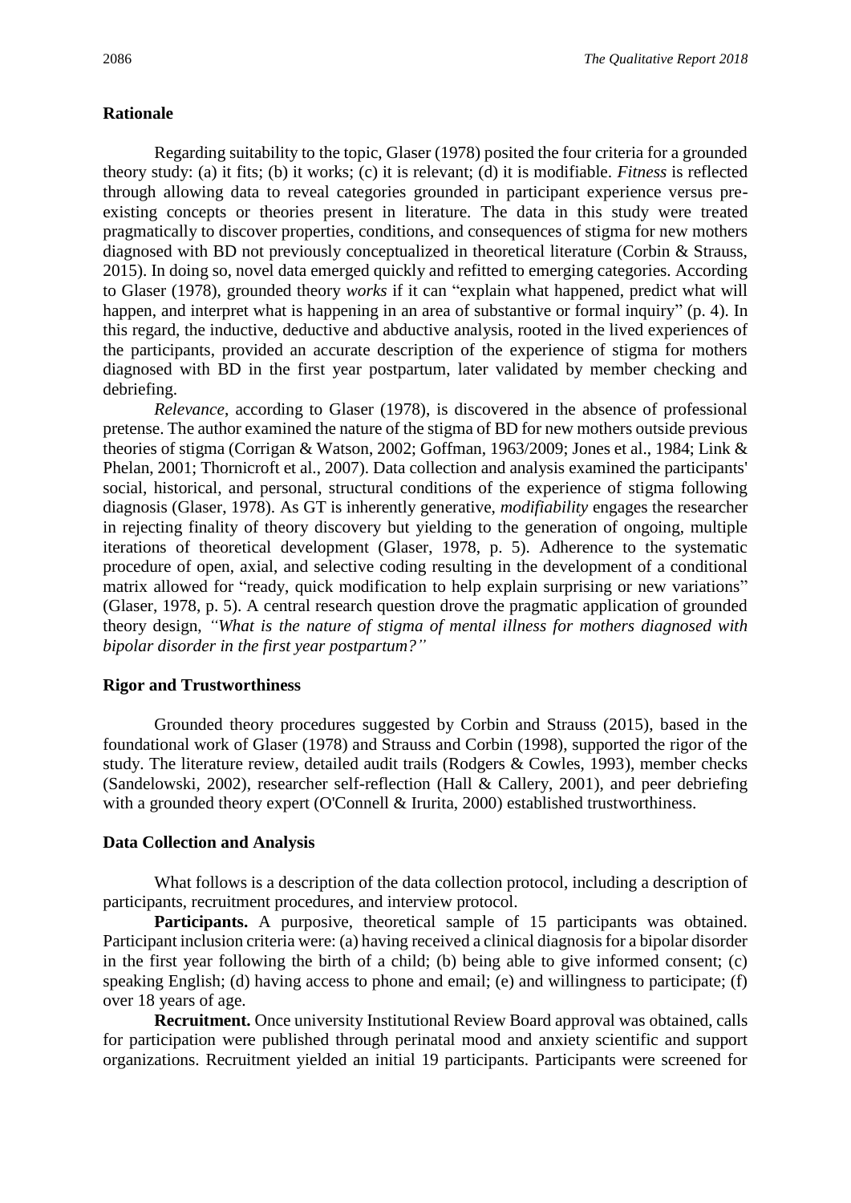## Rationale

Regarding suitability to the topic, Glaser (1978) posited the four criteria for a grounded theory study: (a) it fits; (b) it works; (c) it is relevant; (d) it is modifiable. *Fitness* is reflected through allowing data to reveal categories grounded in participant experience versus pre-existing concepts or theories present in literature. The data in this study were treated pragmatically to discover properties, conditions, and consequences of stigma for new mothers diagnosed with BD not previously conceptualized in theoretical literature (Corbin & Strauss, 2015). In doing so, novel data emerged quickly and refitted to emerging categories. According to Glaser (1978), grounded theory *works* if it can "explain what happened, predict what will happen, and interpret what is happening in an area of substantive or formal inquiry" (p. 4). In this regard, the inductive, deductive and abductive analysis, rooted in the lived experiences of the participants, provided an accurate description of the experience of stigma for mothers diagnosed with BD in the first year postpartum, later validated by member checking and debriefing.

*Relevance*, according to Glaser (1978), is discovered in the absence of professional pretense. The author examined the nature of the stigma of BD for new mothers outside previous theories of stigma (Corrigan & Watson, 2002; Goffman, 1963/2009; Jones et al., 1984; Link & Phelan, 2001; Thornicroft et al., 2007). Data collection and analysis examined the participants' social, historical, and personal, structural conditions of the experience of stigma following diagnosis (Glaser, 1978). As GT is inherently generative, *modifiability* engages the researcher in rejecting finality of theory discovery but yielding to the generation of ongoing, multiple iterations of theoretical development (Glaser, 1978, p. 5). Adherence to the systematic procedure of open, axial, and selective coding resulting in the development of a conditional matrix allowed for "ready, quick modification to help explain surprising or new variations" (Glaser, 1978, p. 5). A central research question drove the pragmatic application of grounded theory design, *"What is the nature of stigma of mental illness for mothers diagnosed with bipolar disorder in the first year postpartum?"*

## Rigor and Trustworthiness

Grounded theory procedures suggested by Corbin and Strauss (2015), based in the foundational work of Glaser (1978) and Strauss and Corbin (1998), supported the rigor of the study. The literature review, detailed audit trails (Rodgers & Cowles, 1993), member checks (Sandelowski, 2002), researcher self-reflection (Hall & Callery, 2001), and peer debriefing with a grounded theory expert (O'Connell & Irurita, 2000) established trustworthiness.

## Data Collection and Analysis

What follows is a description of the data collection protocol, including a description of participants, recruitment procedures, and interview protocol.

**Participants.** A purposive, theoretical sample of 15 participants was obtained. Participant inclusion criteria were: (a) having received a clinical diagnosis for a bipolar disorder in the first year following the birth of a child; (b) being able to give informed consent; (c) speaking English; (d) having access to phone and email; (e) and willingness to participate; (f) over 18 years of age.

**Recruitment.** Once university Institutional Review Board approval was obtained, calls for participation were published through perinatal mood and anxiety scientific and support organizations. Recruitment yielded an initial 19 participants. Participants were screened for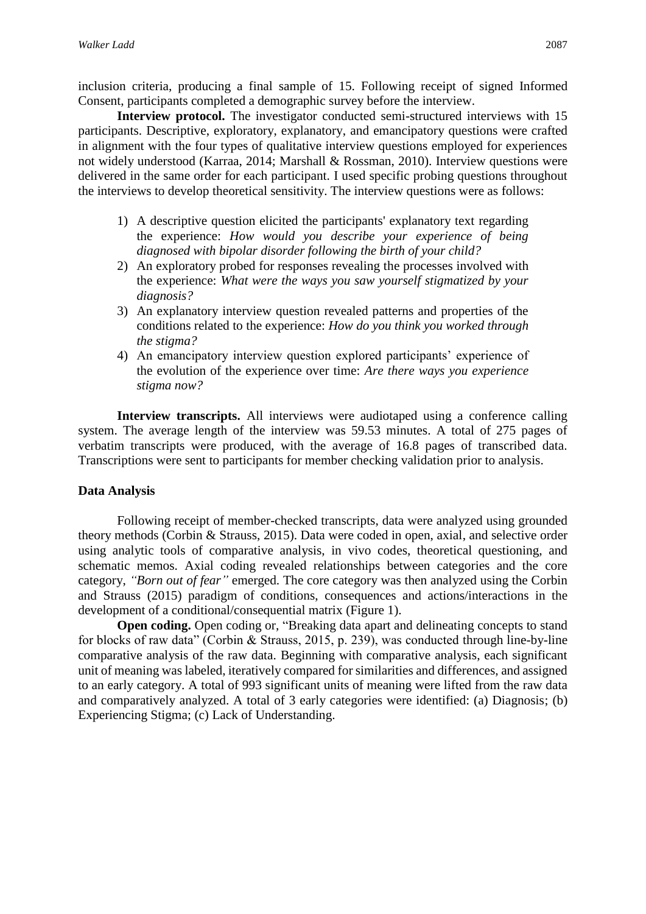inclusion criteria, producing a final sample of 15. Following receipt of signed Informed Consent, participants completed a demographic survey before the interview.

**Interview protocol.** The investigator conducted semi-structured interviews with 15 participants. Descriptive, exploratory, explanatory, and emancipatory questions were crafted in alignment with the four types of qualitative interview questions employed for experiences not widely understood (Karraa, 2014; Marshall & Rossman, 2010). Interview questions were delivered in the same order for each participant. I used specific probing questions throughout the interviews to develop theoretical sensitivity. The interview questions were as follows:

1) A descriptive question elicited the participants' explanatory text regarding the experience: *How would you describe your experience of being diagnosed with bipolar disorder following the birth of your child?*
2) An exploratory probed for responses revealing the processes involved with the experience: *What were the ways you saw yourself stigmatized by your diagnosis?*
3) An explanatory interview question revealed patterns and properties of the conditions related to the experience: *How do you think you worked through the stigma?*
4) An emancipatory interview question explored participants' experience of the evolution of the experience over time: *Are there ways you experience stigma now?*

**Interview transcripts.** All interviews were audiotaped using a conference calling system. The average length of the interview was 59.53 minutes. A total of 275 pages of verbatim transcripts were produced, with the average of 16.8 pages of transcribed data. Transcriptions were sent to participants for member checking validation prior to analysis.

## Data Analysis

Following receipt of member-checked transcripts, data were analyzed using grounded theory methods (Corbin & Strauss, 2015). Data were coded in open, axial, and selective order using analytic tools of comparative analysis, in vivo codes, theoretical questioning, and schematic memos. Axial coding revealed relationships between categories and the core category, *"Born out of fear"* emerged. The core category was then analyzed using the Corbin and Strauss (2015) paradigm of conditions, consequences and actions/interactions in the development of a conditional/consequential matrix (Figure 1).

**Open coding.** Open coding or, "Breaking data apart and delineating concepts to stand for blocks of raw data" (Corbin & Strauss, 2015, p. 239), was conducted through line-by-line comparative analysis of the raw data. Beginning with comparative analysis, each significant unit of meaning was labeled, iteratively compared for similarities and differences, and assigned to an early category. A total of 993 significant units of meaning were lifted from the raw data and comparatively analyzed. A total of 3 early categories were identified: (a) Diagnosis; (b) Experiencing Stigma; (c) Lack of Understanding.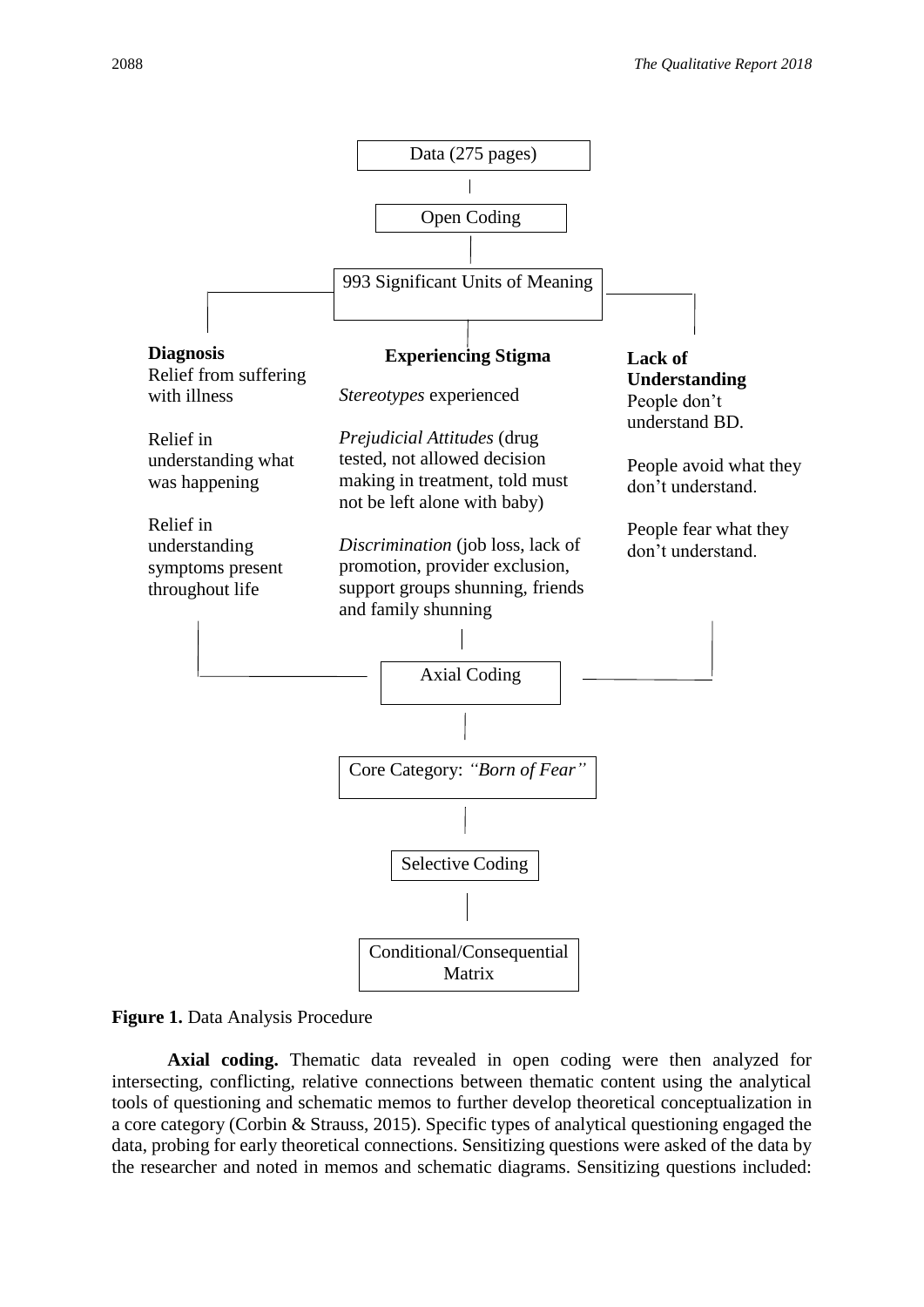Data (275 pages)

Open Coding

993 Significant Units of Meaning

**Diagnosis**
Relief from suffering with illness

Relief in understanding what was happening

Relief in understanding symptoms present throughout life

**Experiencing Stigma**

*Stereotypes* experienced

*Prejudicial Attitudes* (drug tested, not allowed decision making in treatment, told must not be left alone with baby)

*Discrimination* (job loss, lack of promotion, provider exclusion, support groups shunning, friends and family shunning

**Lack of Understanding**
People don't understand BD.

People avoid what they don't understand.

People fear what they don't understand.

Axial Coding

Core Category: *"Born of Fear"*

Selective Coding

Conditional/Consequential Matrix

**Figure 1.** Data Analysis Procedure

**Axial coding.** Thematic data revealed in open coding were then analyzed for intersecting, conflicting, relative connections between thematic content using the analytical tools of questioning and schematic memos to further develop theoretical conceptualization in a core category (Corbin & Strauss, 2015). Specific types of analytical questioning engaged the data, probing for early theoretical connections. Sensitizing questions were asked of the data by the researcher and noted in memos and schematic diagrams. Sensitizing questions included: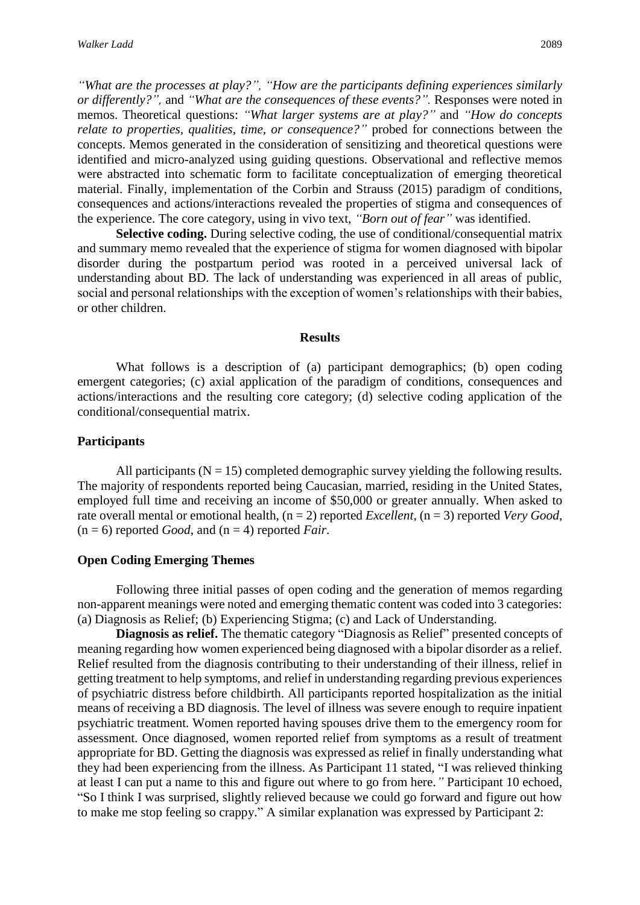*"What are the processes at play?", "How are the participants defining experiences similarly or differently?",* and *"What are the consequences of these events?".* Responses were noted in memos. Theoretical questions: *"What larger systems are at play?"* and *"How do concepts relate to properties, qualities, time, or consequence?"* probed for connections between the concepts. Memos generated in the consideration of sensitizing and theoretical questions were identified and micro-analyzed using guiding questions. Observational and reflective memos were abstracted into schematic form to facilitate conceptualization of emerging theoretical material. Finally, implementation of the Corbin and Strauss (2015) paradigm of conditions, consequences and actions/interactions revealed the properties of stigma and consequences of the experience. The core category, using in vivo text, *"Born out of fear"* was identified.

**Selective coding.** During selective coding, the use of conditional/consequential matrix and summary memo revealed that the experience of stigma for women diagnosed with bipolar disorder during the postpartum period was rooted in a perceived universal lack of understanding about BD. The lack of understanding was experienced in all areas of public, social and personal relationships with the exception of women's relationships with their babies, or other children.

## Results

What follows is a description of (a) participant demographics; (b) open coding emergent categories; (c) axial application of the paradigm of conditions, consequences and actions/interactions and the resulting core category; (d) selective coding application of the conditional/consequential matrix.

### Participants

All participants ($N = 15$) completed demographic survey yielding the following results. The majority of respondents reported being Caucasian, married, residing in the United States, employed full time and receiving an income of \$50,000 or greater annually. When asked to rate overall mental or emotional health, ($n = 2$) reported *Excellent*, ($n = 3$) reported *Very Good*, ($n = 6$) reported *Good*, and ($n = 4$) reported *Fair*.

### Open Coding Emerging Themes

Following three initial passes of open coding and the generation of memos regarding non-apparent meanings were noted and emerging thematic content was coded into 3 categories: (a) Diagnosis as Relief; (b) Experiencing Stigma; (c) and Lack of Understanding.

**Diagnosis as relief.** The thematic category "Diagnosis as Relief" presented concepts of meaning regarding how women experienced being diagnosed with a bipolar disorder as a relief. Relief resulted from the diagnosis contributing to their understanding of their illness, relief in getting treatment to help symptoms, and relief in understanding regarding previous experiences of psychiatric distress before childbirth. All participants reported hospitalization as the initial means of receiving a BD diagnosis. The level of illness was severe enough to require inpatient psychiatric treatment. Women reported having spouses drive them to the emergency room for assessment. Once diagnosed, women reported relief from symptoms as a result of treatment appropriate for BD. Getting the diagnosis was expressed as relief in finally understanding what they had been experiencing from the illness. As Participant 11 stated, "I was relieved thinking at least I can put a name to this and figure out where to go from here.*"* Participant 10 echoed, "So I think I was surprised, slightly relieved because we could go forward and figure out how to make me stop feeling so crappy." A similar explanation was expressed by Participant 2: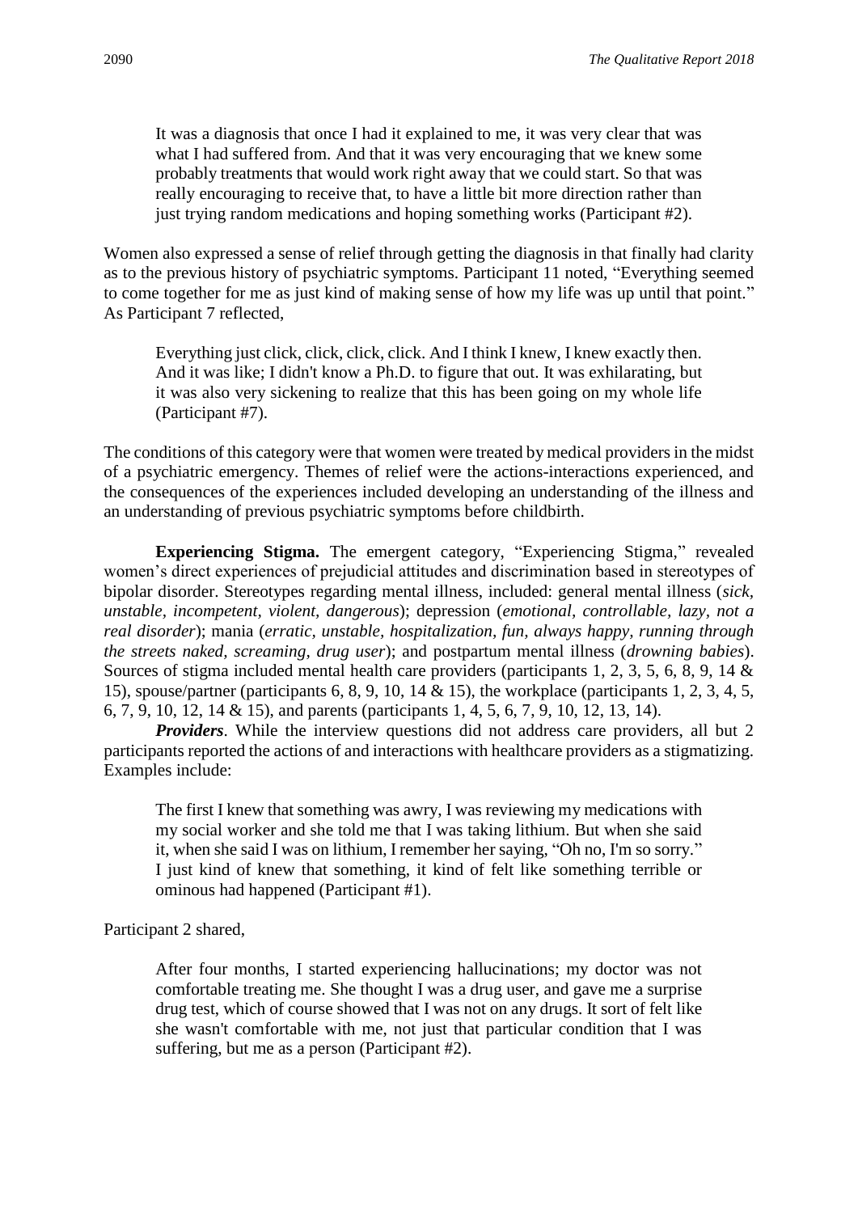> It was a diagnosis that once I had it explained to me, it was very clear that was what I had suffered from. And that it was very encouraging that we knew some probably treatments that would work right away that we could start. So that was really encouraging to receive that, to have a little bit more direction rather than just trying random medications and hoping something works (Participant #2).

Women also expressed a sense of relief through getting the diagnosis in that finally had clarity as to the previous history of psychiatric symptoms. Participant 11 noted, "Everything seemed to come together for me as just kind of making sense of how my life was up until that point." As Participant 7 reflected,

> Everything just click, click, click, click. And I think I knew, I knew exactly then. And it was like; I didn't know a Ph.D. to figure that out. It was exhilarating, but it was also very sickening to realize that this has been going on my whole life (Participant #7).

The conditions of this category were that women were treated by medical providers in the midst of a psychiatric emergency. Themes of relief were the actions-interactions experienced, and the consequences of the experiences included developing an understanding of the illness and an understanding of previous psychiatric symptoms before childbirth.

**Experiencing Stigma.** The emergent category, "Experiencing Stigma," revealed women's direct experiences of prejudicial attitudes and discrimination based in stereotypes of bipolar disorder. Stereotypes regarding mental illness, included: general mental illness (*sick, unstable, incompetent, violent, dangerous*); depression (*emotional, controllable, lazy, not a real disorder*); mania (*erratic, unstable, hospitalization, fun, always happy, running through the streets naked, screaming, drug user*); and postpartum mental illness (*drowning babies*). Sources of stigma included mental health care providers (participants 1, 2, 3, 5, 6, 8, 9, 14 & 15), spouse/partner (participants 6, 8, 9, 10, 14 & 15), the workplace (participants 1, 2, 3, 4, 5, 6, 7, 9, 10, 12, 14 & 15), and parents (participants 1, 4, 5, 6, 7, 9, 10, 12, 13, 14).

***Providers***. While the interview questions did not address care providers, all but 2 participants reported the actions of and interactions with healthcare providers as a stigmatizing. Examples include:

> The first I knew that something was awry, I was reviewing my medications with my social worker and she told me that I was taking lithium. But when she said it, when she said I was on lithium, I remember her saying, "Oh no, I'm so sorry." I just kind of knew that something, it kind of felt like something terrible or ominous had happened (Participant #1).

Participant 2 shared,

> After four months, I started experiencing hallucinations; my doctor was not comfortable treating me. She thought I was a drug user, and gave me a surprise drug test, which of course showed that I was not on any drugs. It sort of felt like she wasn't comfortable with me, not just that particular condition that I was suffering, but me as a person (Participant #2).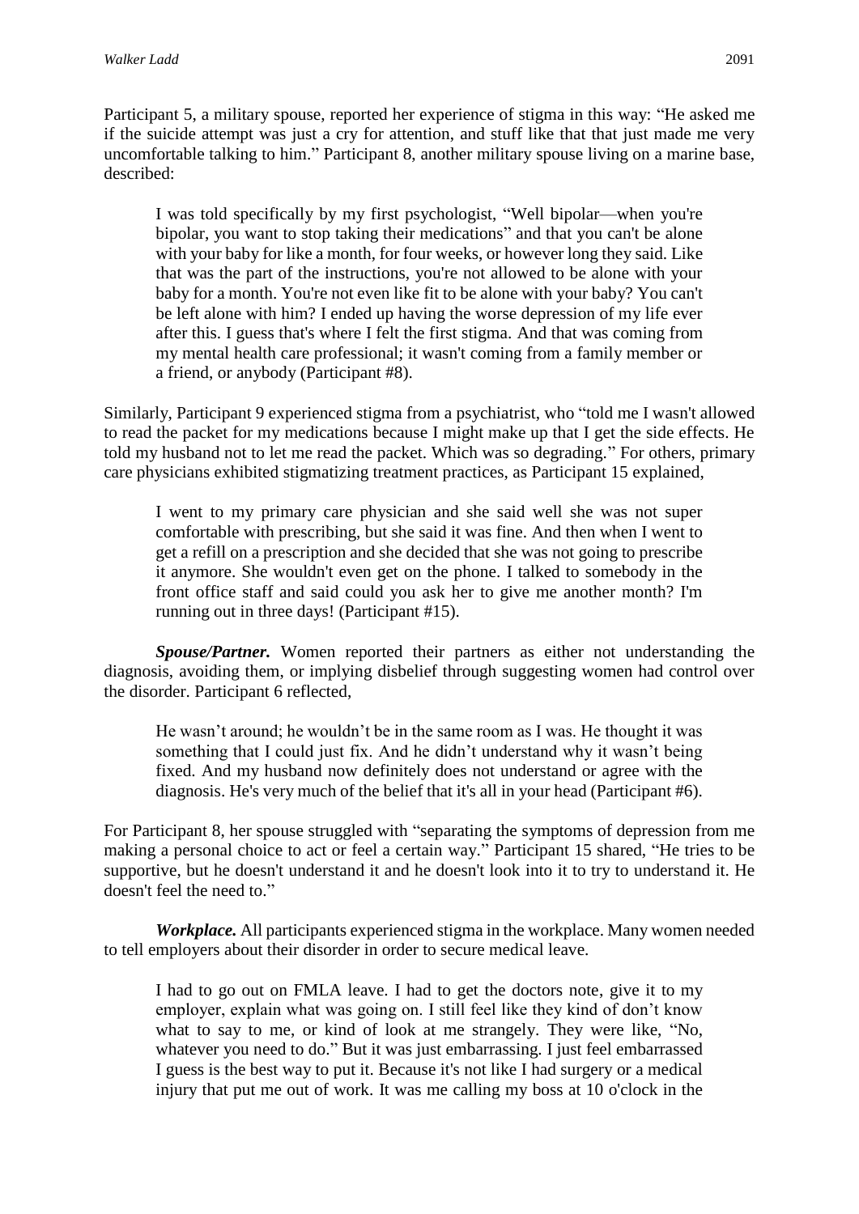Participant 5, a military spouse, reported her experience of stigma in this way: "He asked me if the suicide attempt was just a cry for attention, and stuff like that that just made me very uncomfortable talking to him." Participant 8, another military spouse living on a marine base, described:

> I was told specifically by my first psychologist, "Well bipolar—when you're bipolar, you want to stop taking their medications" and that you can't be alone with your baby for like a month, for four weeks, or however long they said. Like that was the part of the instructions, you're not allowed to be alone with your baby for a month. You're not even like fit to be alone with your baby? You can't be left alone with him? I ended up having the worse depression of my life ever after this. I guess that's where I felt the first stigma. And that was coming from my mental health care professional; it wasn't coming from a family member or a friend, or anybody (Participant #8).

Similarly, Participant 9 experienced stigma from a psychiatrist, who "told me I wasn't allowed to read the packet for my medications because I might make up that I get the side effects. He told my husband not to let me read the packet. Which was so degrading." For others, primary care physicians exhibited stigmatizing treatment practices, as Participant 15 explained,

> I went to my primary care physician and she said well she was not super comfortable with prescribing, but she said it was fine. And then when I went to get a refill on a prescription and she decided that she was not going to prescribe it anymore. She wouldn't even get on the phone. I talked to somebody in the front office staff and said could you ask her to give me another month? I'm running out in three days! (Participant #15).

***Spouse/Partner.*** Women reported their partners as either not understanding the diagnosis, avoiding them, or implying disbelief through suggesting women had control over the disorder. Participant 6 reflected,

> He wasn't around; he wouldn't be in the same room as I was. He thought it was something that I could just fix. And he didn't understand why it wasn't being fixed. And my husband now definitely does not understand or agree with the diagnosis. He's very much of the belief that it's all in your head (Participant #6).

For Participant 8, her spouse struggled with "separating the symptoms of depression from me making a personal choice to act or feel a certain way." Participant 15 shared, "He tries to be supportive, but he doesn't understand it and he doesn't look into it to try to understand it. He doesn't feel the need to."

***Workplace.*** All participants experienced stigma in the workplace. Many women needed to tell employers about their disorder in order to secure medical leave.

> I had to go out on FMLA leave. I had to get the doctors note, give it to my employer, explain what was going on. I still feel like they kind of don't know what to say to me, or kind of look at me strangely. They were like, "No, whatever you need to do." But it was just embarrassing. I just feel embarrassed I guess is the best way to put it. Because it's not like I had surgery or a medical injury that put me out of work. It was me calling my boss at 10 o'clock in the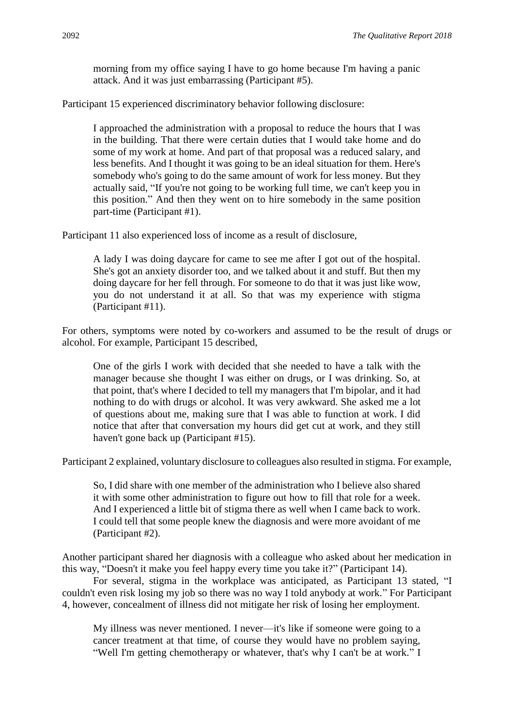> morning from my office saying I have to go home because I'm having a panic attack. And it was just embarrassing (Participant #5).

Participant 15 experienced discriminatory behavior following disclosure:

> I approached the administration with a proposal to reduce the hours that I was in the building. That there were certain duties that I would take home and do some of my work at home. And part of that proposal was a reduced salary, and less benefits. And I thought it was going to be an ideal situation for them. Here's somebody who's going to do the same amount of work for less money. But they actually said, "If you're not going to be working full time, we can't keep you in this position." And then they went on to hire somebody in the same position part-time (Participant #1).

Participant 11 also experienced loss of income as a result of disclosure,

> A lady I was doing daycare for came to see me after I got out of the hospital. She's got an anxiety disorder too, and we talked about it and stuff. But then my doing daycare for her fell through. For someone to do that it was just like wow, you do not understand it at all. So that was my experience with stigma (Participant #11).

For others, symptoms were noted by co-workers and assumed to be the result of drugs or alcohol. For example, Participant 15 described,

> One of the girls I work with decided that she needed to have a talk with the manager because she thought I was either on drugs, or I was drinking. So, at that point, that's where I decided to tell my managers that I'm bipolar, and it had nothing to do with drugs or alcohol. It was very awkward. She asked me a lot of questions about me, making sure that I was able to function at work. I did notice that after that conversation my hours did get cut at work, and they still haven't gone back up (Participant #15).

Participant 2 explained, voluntary disclosure to colleagues also resulted in stigma. For example,

> So, I did share with one member of the administration who I believe also shared it with some other administration to figure out how to fill that role for a week. And I experienced a little bit of stigma there as well when I came back to work. I could tell that some people knew the diagnosis and were more avoidant of me (Participant #2).

Another participant shared her diagnosis with a colleague who asked about her medication in this way, "Doesn't it make you feel happy every time you take it?" (Participant 14).

For several, stigma in the workplace was anticipated, as Participant 13 stated, "I couldn't even risk losing my job so there was no way I told anybody at work." For Participant 4, however, concealment of illness did not mitigate her risk of losing her employment.

> My illness was never mentioned. I never—it's like if someone were going to a cancer treatment at that time, of course they would have no problem saying, "Well I'm getting chemotherapy or whatever, that's why I can't be at work." I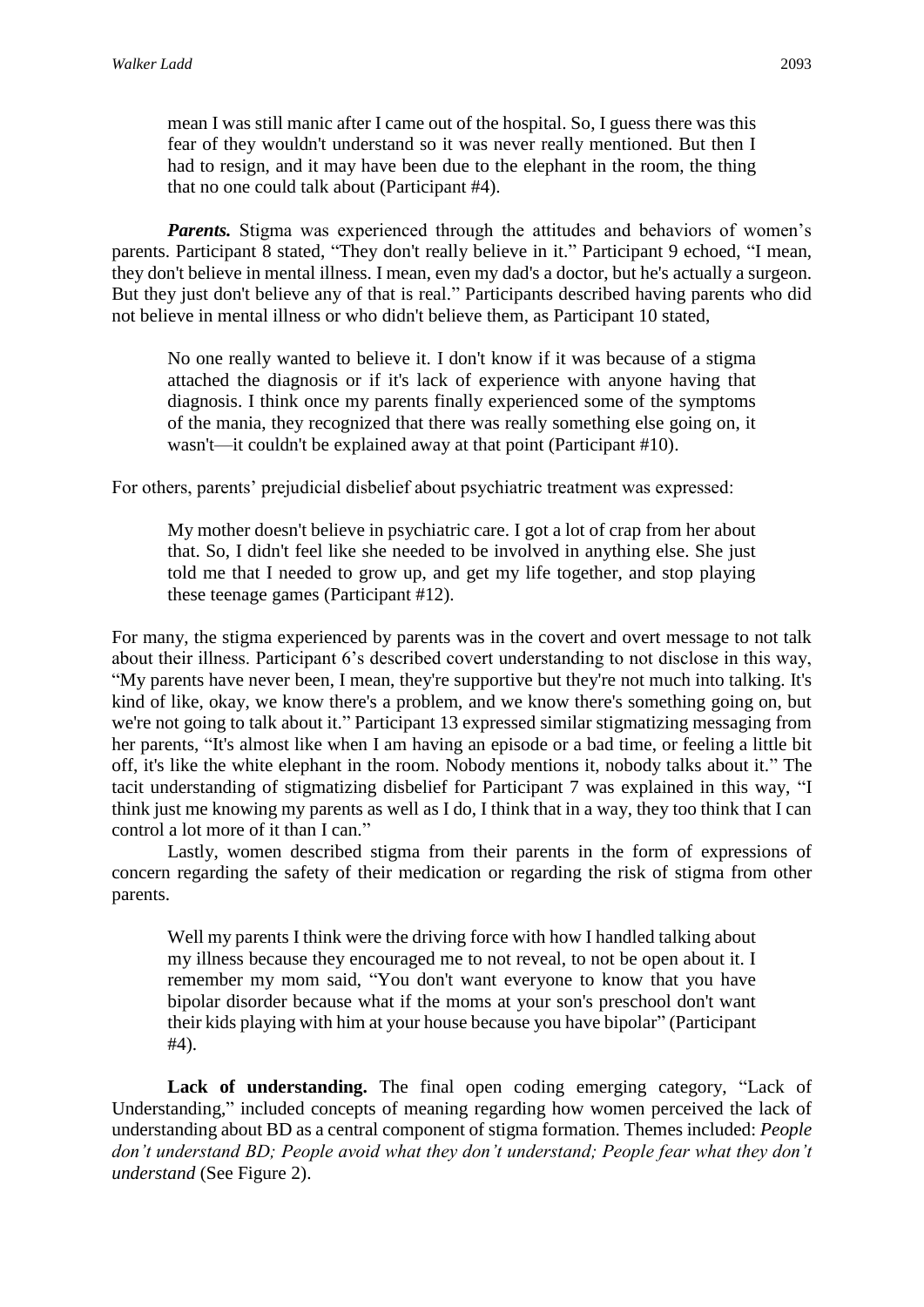> mean I was still manic after I came out of the hospital. So, I guess there was this fear of they wouldn't understand so it was never really mentioned. But then I had to resign, and it may have been due to the elephant in the room, the thing that no one could talk about (Participant #4).

***Parents.*** Stigma was experienced through the attitudes and behaviors of women's parents. Participant 8 stated, "They don't really believe in it." Participant 9 echoed, "I mean, they don't believe in mental illness. I mean, even my dad's a doctor, but he's actually a surgeon. But they just don't believe any of that is real." Participants described having parents who did not believe in mental illness or who didn't believe them, as Participant 10 stated,

> No one really wanted to believe it. I don't know if it was because of a stigma attached the diagnosis or if it's lack of experience with anyone having that diagnosis. I think once my parents finally experienced some of the symptoms of the mania, they recognized that there was really something else going on, it wasn't—it couldn't be explained away at that point (Participant #10).

For others, parents' prejudicial disbelief about psychiatric treatment was expressed:

> My mother doesn't believe in psychiatric care. I got a lot of crap from her about that. So, I didn't feel like she needed to be involved in anything else. She just told me that I needed to grow up, and get my life together, and stop playing these teenage games (Participant #12).

For many, the stigma experienced by parents was in the covert and overt message to not talk about their illness. Participant 6's described covert understanding to not disclose in this way, "My parents have never been, I mean, they're supportive but they're not much into talking. It's kind of like, okay, we know there's a problem, and we know there's something going on, but we're not going to talk about it." Participant 13 expressed similar stigmatizing messaging from her parents, "It's almost like when I am having an episode or a bad time, or feeling a little bit off, it's like the white elephant in the room. Nobody mentions it, nobody talks about it." The tacit understanding of stigmatizing disbelief for Participant 7 was explained in this way, "I think just me knowing my parents as well as I do, I think that in a way, they too think that I can control a lot more of it than I can."

Lastly, women described stigma from their parents in the form of expressions of concern regarding the safety of their medication or regarding the risk of stigma from other parents.

> Well my parents I think were the driving force with how I handled talking about my illness because they encouraged me to not reveal, to not be open about it. I remember my mom said, "You don't want everyone to know that you have bipolar disorder because what if the moms at your son's preschool don't want their kids playing with him at your house because you have bipolar" (Participant #4).

**Lack of understanding.** The final open coding emerging category, "Lack of Understanding," included concepts of meaning regarding how women perceived the lack of understanding about BD as a central component of stigma formation. Themes included: *People don't understand BD; People avoid what they don't understand; People fear what they don't understand* (See Figure 2).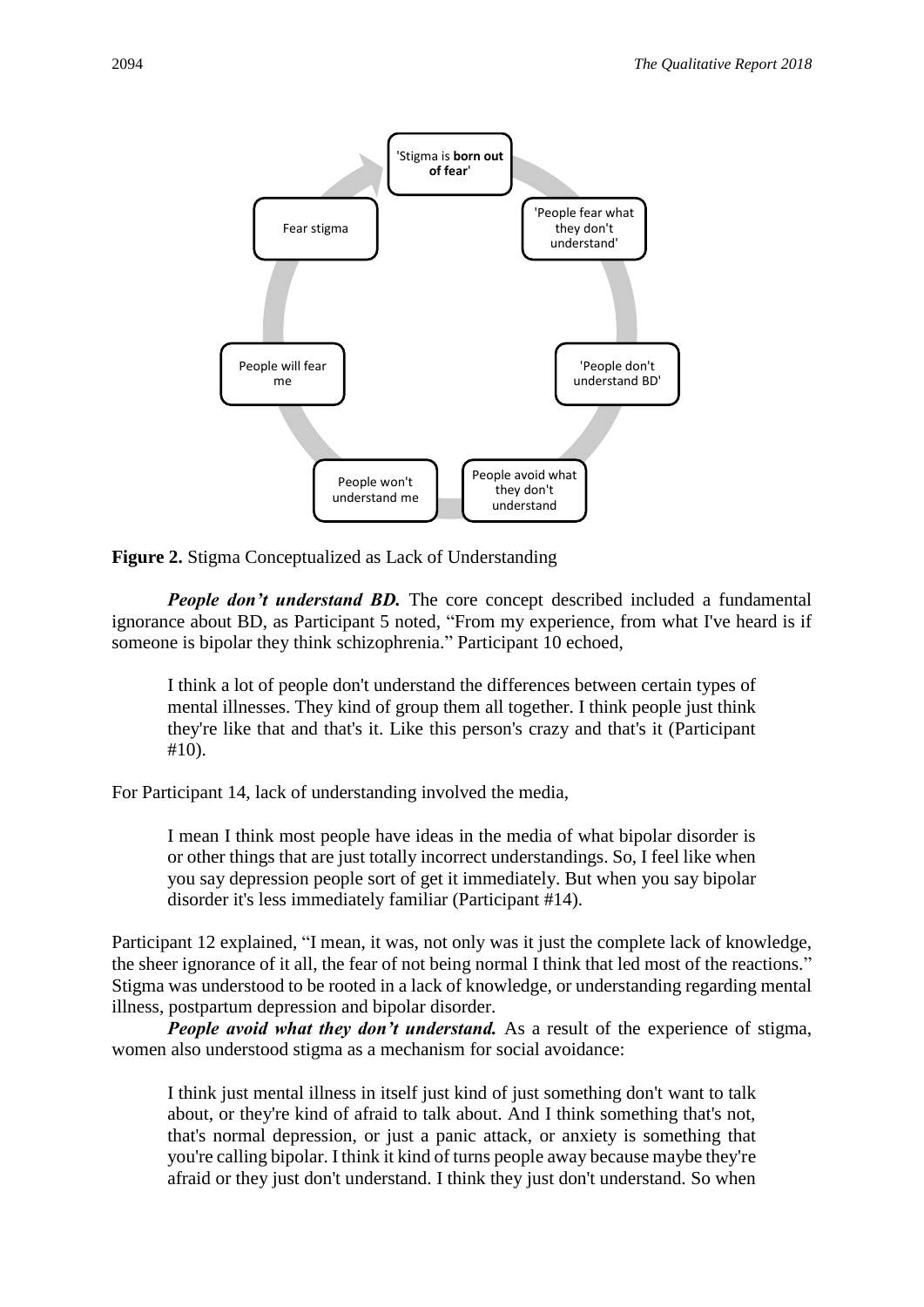'Stigma is **born out of fear**' → 'People fear what they don't understand' → 'People don't understand BD' → People avoid what they don't understand → People won't understand me → People will fear me → Fear stigma → 'Stigma is **born out of fear**'

**Figure 2.** Stigma Conceptualized as Lack of Understanding

***People don't understand BD.*** The core concept described included a fundamental ignorance about BD, as Participant 5 noted, "From my experience, from what I've heard is if someone is bipolar they think schizophrenia." Participant 10 echoed,

> I think a lot of people don't understand the differences between certain types of mental illnesses. They kind of group them all together. I think people just think they're like that and that's it. Like this person's crazy and that's it (Participant #10).

For Participant 14, lack of understanding involved the media,

> I mean I think most people have ideas in the media of what bipolar disorder is or other things that are just totally incorrect understandings. So, I feel like when you say depression people sort of get it immediately. But when you say bipolar disorder it's less immediately familiar (Participant #14).

Participant 12 explained, "I mean, it was, not only was it just the complete lack of knowledge, the sheer ignorance of it all, the fear of not being normal I think that led most of the reactions." Stigma was understood to be rooted in a lack of knowledge, or understanding regarding mental illness, postpartum depression and bipolar disorder.

***People avoid what they don't understand.*** As a result of the experience of stigma, women also understood stigma as a mechanism for social avoidance:

> I think just mental illness in itself just kind of just something don't want to talk about, or they're kind of afraid to talk about. And I think something that's not, that's normal depression, or just a panic attack, or anxiety is something that you're calling bipolar. I think it kind of turns people away because maybe they're afraid or they just don't understand. I think they just don't understand. So when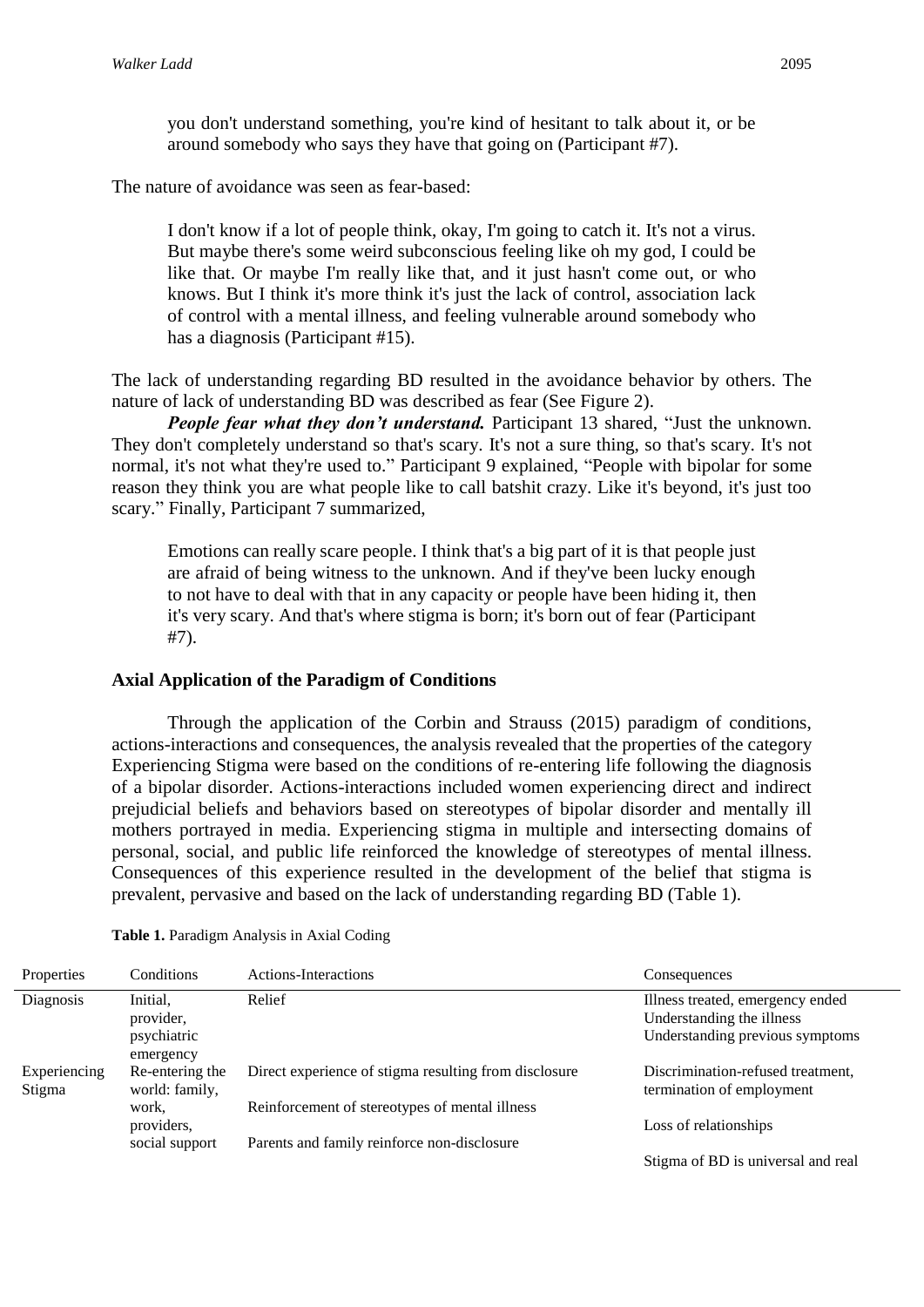> you don't understand something, you're kind of hesitant to talk about it, or be around somebody who says they have that going on (Participant #7).

The nature of avoidance was seen as fear-based:

> I don't know if a lot of people think, okay, I'm going to catch it. It's not a virus. But maybe there's some weird subconscious feeling like oh my god, I could be like that. Or maybe I'm really like that, and it just hasn't come out, or who knows. But I think it's more think it's just the lack of control, association lack of control with a mental illness, and feeling vulnerable around somebody who has a diagnosis (Participant #15).

The lack of understanding regarding BD resulted in the avoidance behavior by others. The nature of lack of understanding BD was described as fear (See Figure 2).

***People fear what they don't understand.*** Participant 13 shared, "Just the unknown. They don't completely understand so that's scary. It's not a sure thing, so that's scary. It's not normal, it's not what they're used to." Participant 9 explained, "People with bipolar for some reason they think you are what people like to call batshit crazy. Like it's beyond, it's just too scary." Finally, Participant 7 summarized,

> Emotions can really scare people. I think that's a big part of it is that people just are afraid of being witness to the unknown. And if they've been lucky enough to not have to deal with that in any capacity or people have been hiding it, then it's very scary. And that's where stigma is born; it's born out of fear (Participant #7).

## Axial Application of the Paradigm of Conditions

Through the application of the Corbin and Strauss (2015) paradigm of conditions, actions-interactions and consequences, the analysis revealed that the properties of the category Experiencing Stigma were based on the conditions of re-entering life following the diagnosis of a bipolar disorder. Actions-interactions included women experiencing direct and indirect prejudicial beliefs and behaviors based on stereotypes of bipolar disorder and mentally ill mothers portrayed in media. Experiencing stigma in multiple and intersecting domains of personal, social, and public life reinforced the knowledge of stereotypes of mental illness. Consequences of this experience resulted in the development of the belief that stigma is prevalent, pervasive and based on the lack of understanding regarding BD (Table 1).

**Table 1.** Paradigm Analysis in Axial Coding

| Properties | Conditions | Actions-Interactions | Consequences |
|---|---|---|---|
| Diagnosis | Initial, provider, psychiatric emergency | Relief | Illness treated, emergency ended<br>Understanding the illness<br>Understanding previous symptoms |
| Experiencing Stigma | Re-entering the world: family, work, providers, social support | Direct experience of stigma resulting from disclosure<br><br>Reinforcement of stereotypes of mental illness<br><br>Parents and family reinforce non-disclosure | Discrimination-refused treatment, termination of employment<br><br>Loss of relationships<br><br>Stigma of BD is universal and real |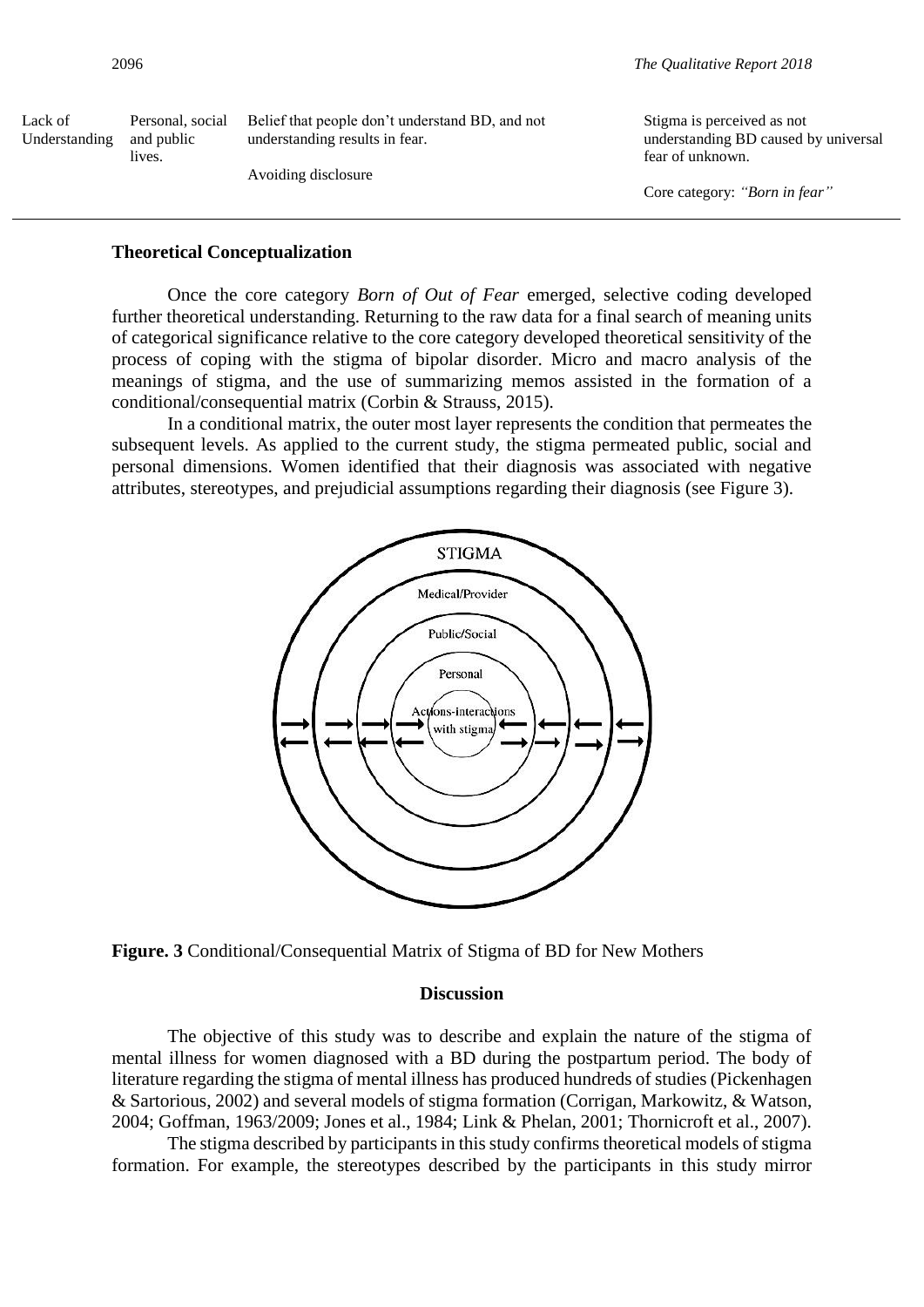| Lack of Understanding | Personal, social and public lives. | Belief that people don't understand BD, and not understanding results in fear.<br><br>Avoiding disclosure | Stigma is perceived as not understanding BD caused by universal fear of unknown.<br><br>Core category: *"Born in fear"* |
|---|---|---|---|

### Theoretical Conceptualization

Once the core category *Born of Out of Fear* emerged, selective coding developed further theoretical understanding. Returning to the raw data for a final search of meaning units of categorical significance relative to the core category developed theoretical sensitivity of the process of coping with the stigma of bipolar disorder. Micro and macro analysis of the meanings of stigma, and the use of summarizing memos assisted in the formation of a conditional/consequential matrix (Corbin & Strauss, 2015).

In a conditional matrix, the outer most layer represents the condition that permeates the subsequent levels. As applied to the current study, the stigma permeated public, social and personal dimensions. Women identified that their diagnosis was associated with negative attributes, stereotypes, and prejudicial assumptions regarding their diagnosis (see Figure 3).

STIGMA

Medical/Provider

Public/Social

Personal

Actions-interactions with stigma

**Figure. 3** Conditional/Consequential Matrix of Stigma of BD for New Mothers

## Discussion

The objective of this study was to describe and explain the nature of the stigma of mental illness for women diagnosed with a BD during the postpartum period. The body of literature regarding the stigma of mental illness has produced hundreds of studies (Pickenhagen & Sartorious, 2002) and several models of stigma formation (Corrigan, Markowitz, & Watson, 2004; Goffman, 1963/2009; Jones et al., 1984; Link & Phelan, 2001; Thornicroft et al., 2007).

The stigma described by participants in this study confirms theoretical models of stigma formation. For example, the stereotypes described by the participants in this study mirror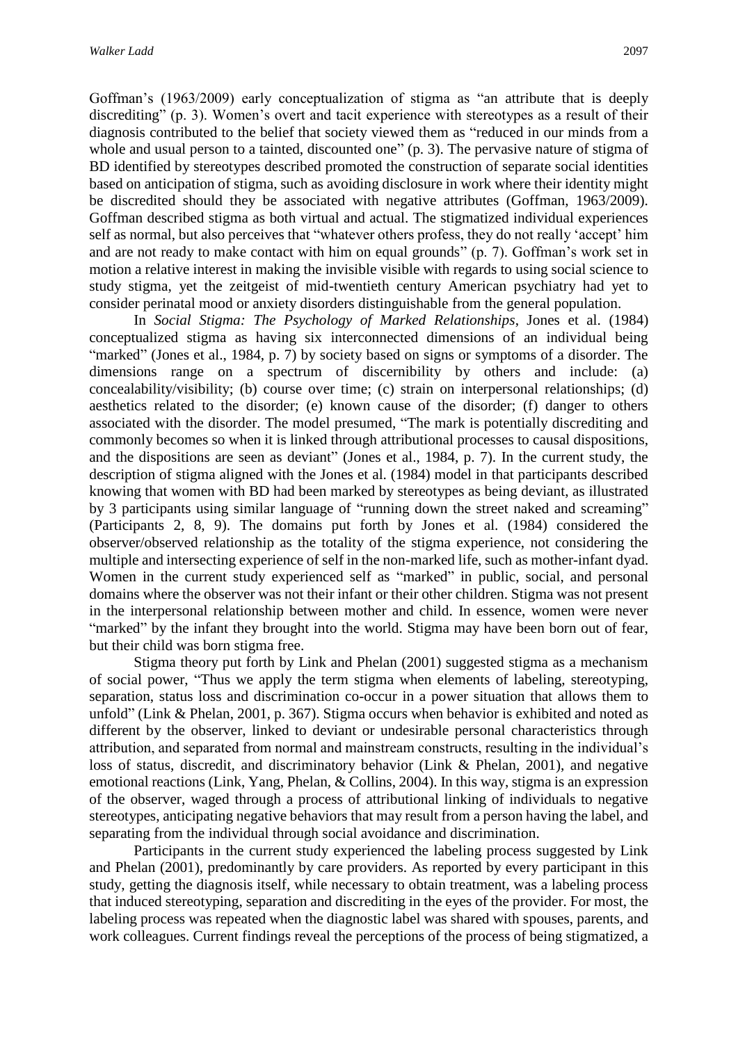Goffman's (1963/2009) early conceptualization of stigma as "an attribute that is deeply discrediting" (p. 3). Women's overt and tacit experience with stereotypes as a result of their diagnosis contributed to the belief that society viewed them as "reduced in our minds from a whole and usual person to a tainted, discounted one" (p. 3). The pervasive nature of stigma of BD identified by stereotypes described promoted the construction of separate social identities based on anticipation of stigma, such as avoiding disclosure in work where their identity might be discredited should they be associated with negative attributes (Goffman, 1963/2009). Goffman described stigma as both virtual and actual. The stigmatized individual experiences self as normal, but also perceives that "whatever others profess, they do not really 'accept' him and are not ready to make contact with him on equal grounds" (p. 7). Goffman's work set in motion a relative interest in making the invisible visible with regards to using social science to study stigma, yet the zeitgeist of mid-twentieth century American psychiatry had yet to consider perinatal mood or anxiety disorders distinguishable from the general population.

In *Social Stigma: The Psychology of Marked Relationships*, Jones et al. (1984) conceptualized stigma as having six interconnected dimensions of an individual being "marked" (Jones et al., 1984, p. 7) by society based on signs or symptoms of a disorder. The dimensions range on a spectrum of discernibility by others and include: (a) concealability/visibility; (b) course over time; (c) strain on interpersonal relationships; (d) aesthetics related to the disorder; (e) known cause of the disorder; (f) danger to others associated with the disorder. The model presumed, "The mark is potentially discrediting and commonly becomes so when it is linked through attributional processes to causal dispositions, and the dispositions are seen as deviant" (Jones et al., 1984, p. 7). In the current study, the description of stigma aligned with the Jones et al. (1984) model in that participants described knowing that women with BD had been marked by stereotypes as being deviant, as illustrated by 3 participants using similar language of "running down the street naked and screaming" (Participants 2, 8, 9). The domains put forth by Jones et al. (1984) considered the observer/observed relationship as the totality of the stigma experience, not considering the multiple and intersecting experience of self in the non-marked life, such as mother-infant dyad. Women in the current study experienced self as "marked" in public, social, and personal domains where the observer was not their infant or their other children. Stigma was not present in the interpersonal relationship between mother and child. In essence, women were never "marked" by the infant they brought into the world. Stigma may have been born out of fear, but their child was born stigma free.

Stigma theory put forth by Link and Phelan (2001) suggested stigma as a mechanism of social power, "Thus we apply the term stigma when elements of labeling, stereotyping, separation, status loss and discrimination co-occur in a power situation that allows them to unfold" (Link & Phelan, 2001, p. 367). Stigma occurs when behavior is exhibited and noted as different by the observer, linked to deviant or undesirable personal characteristics through attribution, and separated from normal and mainstream constructs, resulting in the individual's loss of status, discredit, and discriminatory behavior (Link & Phelan, 2001), and negative emotional reactions (Link, Yang, Phelan, & Collins, 2004). In this way, stigma is an expression of the observer, waged through a process of attributional linking of individuals to negative stereotypes, anticipating negative behaviors that may result from a person having the label, and separating from the individual through social avoidance and discrimination.

Participants in the current study experienced the labeling process suggested by Link and Phelan (2001), predominantly by care providers. As reported by every participant in this study, getting the diagnosis itself, while necessary to obtain treatment, was a labeling process that induced stereotyping, separation and discrediting in the eyes of the provider. For most, the labeling process was repeated when the diagnostic label was shared with spouses, parents, and work colleagues. Current findings reveal the perceptions of the process of being stigmatized, a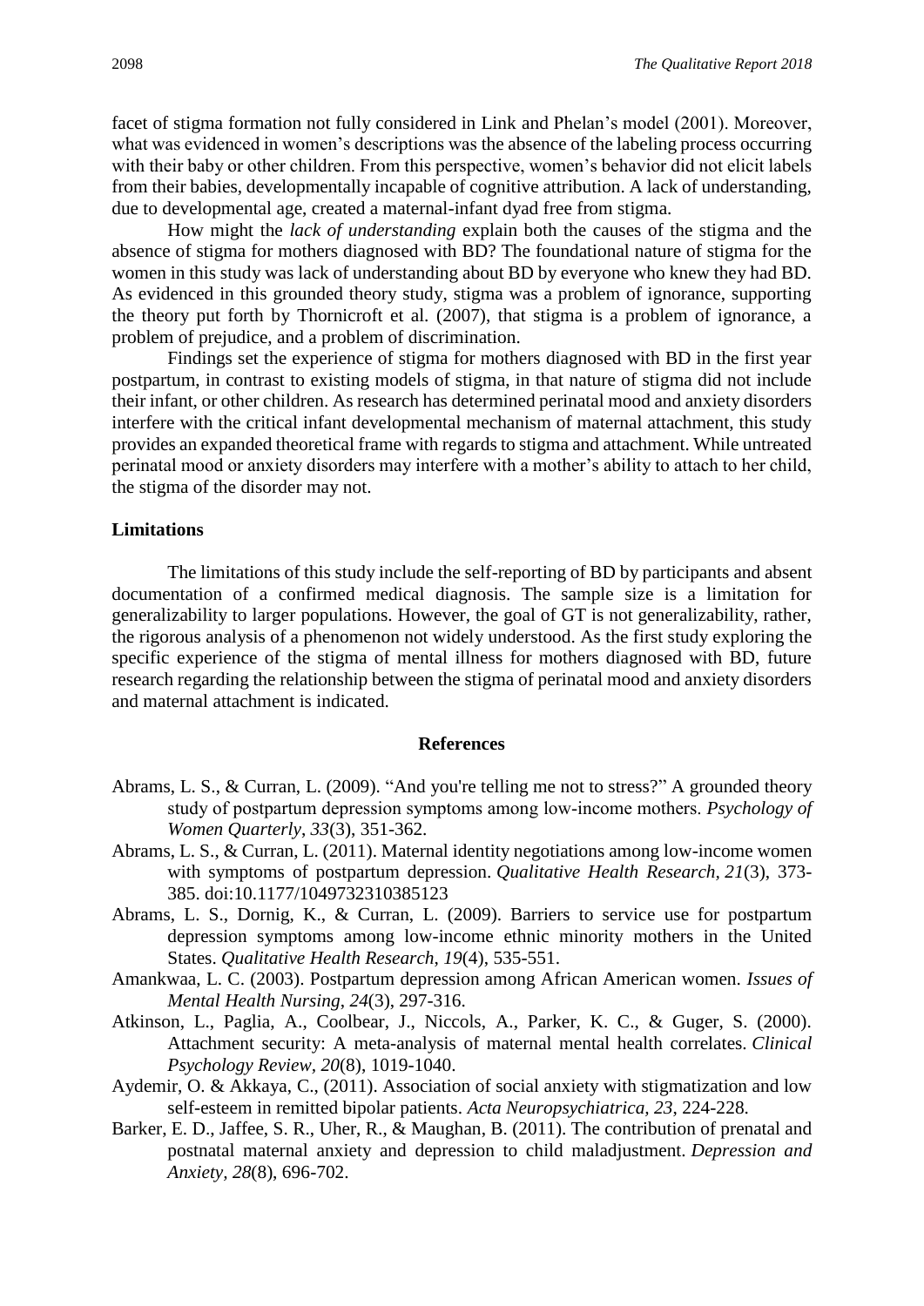facet of stigma formation not fully considered in Link and Phelan's model (2001). Moreover, what was evidenced in women's descriptions was the absence of the labeling process occurring with their baby or other children. From this perspective, women's behavior did not elicit labels from their babies, developmentally incapable of cognitive attribution. A lack of understanding, due to developmental age, created a maternal-infant dyad free from stigma.

How might the *lack of understanding* explain both the causes of the stigma and the absence of stigma for mothers diagnosed with BD? The foundational nature of stigma for the women in this study was lack of understanding about BD by everyone who knew they had BD. As evidenced in this grounded theory study, stigma was a problem of ignorance, supporting the theory put forth by Thornicroft et al. (2007), that stigma is a problem of ignorance, a problem of prejudice, and a problem of discrimination.

Findings set the experience of stigma for mothers diagnosed with BD in the first year postpartum, in contrast to existing models of stigma, in that nature of stigma did not include their infant, or other children. As research has determined perinatal mood and anxiety disorders interfere with the critical infant developmental mechanism of maternal attachment, this study provides an expanded theoretical frame with regards to stigma and attachment. While untreated perinatal mood or anxiety disorders may interfere with a mother's ability to attach to her child, the stigma of the disorder may not.

### Limitations

The limitations of this study include the self-reporting of BD by participants and absent documentation of a confirmed medical diagnosis. The sample size is a limitation for generalizability to larger populations. However, the goal of GT is not generalizability, rather, the rigorous analysis of a phenomenon not widely understood. As the first study exploring the specific experience of the stigma of mental illness for mothers diagnosed with BD, future research regarding the relationship between the stigma of perinatal mood and anxiety disorders and maternal attachment is indicated.

## References

Abrams, L. S., & Curran, L. (2009). "And you're telling me not to stress?" A grounded theory study of postpartum depression symptoms among low-income mothers. *Psychology of Women Quarterly*, *33*(3), 351-362.

Abrams, L. S., & Curran, L. (2011). Maternal identity negotiations among low-income women with symptoms of postpartum depression. *Qualitative Health Research*, *21*(3), 373-385. doi:10.1177/1049732310385123

Abrams, L. S., Dornig, K., & Curran, L. (2009). Barriers to service use for postpartum depression symptoms among low-income ethnic minority mothers in the United States. *Qualitative Health Research*, *19*(4), 535-551.

Amankwaa, L. C. (2003). Postpartum depression among African American women. *Issues of Mental Health Nursing*, *24*(3), 297-316.

Atkinson, L., Paglia, A., Coolbear, J., Niccols, A., Parker, K. C., & Guger, S. (2000). Attachment security: A meta-analysis of maternal mental health correlates. *Clinical Psychology Review*, *20*(8), 1019-1040.

Aydemir, O. & Akkaya, C., (2011). Association of social anxiety with stigmatization and low self-esteem in remitted bipolar patients. *Acta Neuropsychiatrica, 23*, 224-228.

Barker, E. D., Jaffee, S. R., Uher, R., & Maughan, B. (2011). The contribution of prenatal and postnatal maternal anxiety and depression to child maladjustment. *Depression and Anxiety*, *28*(8), 696-702.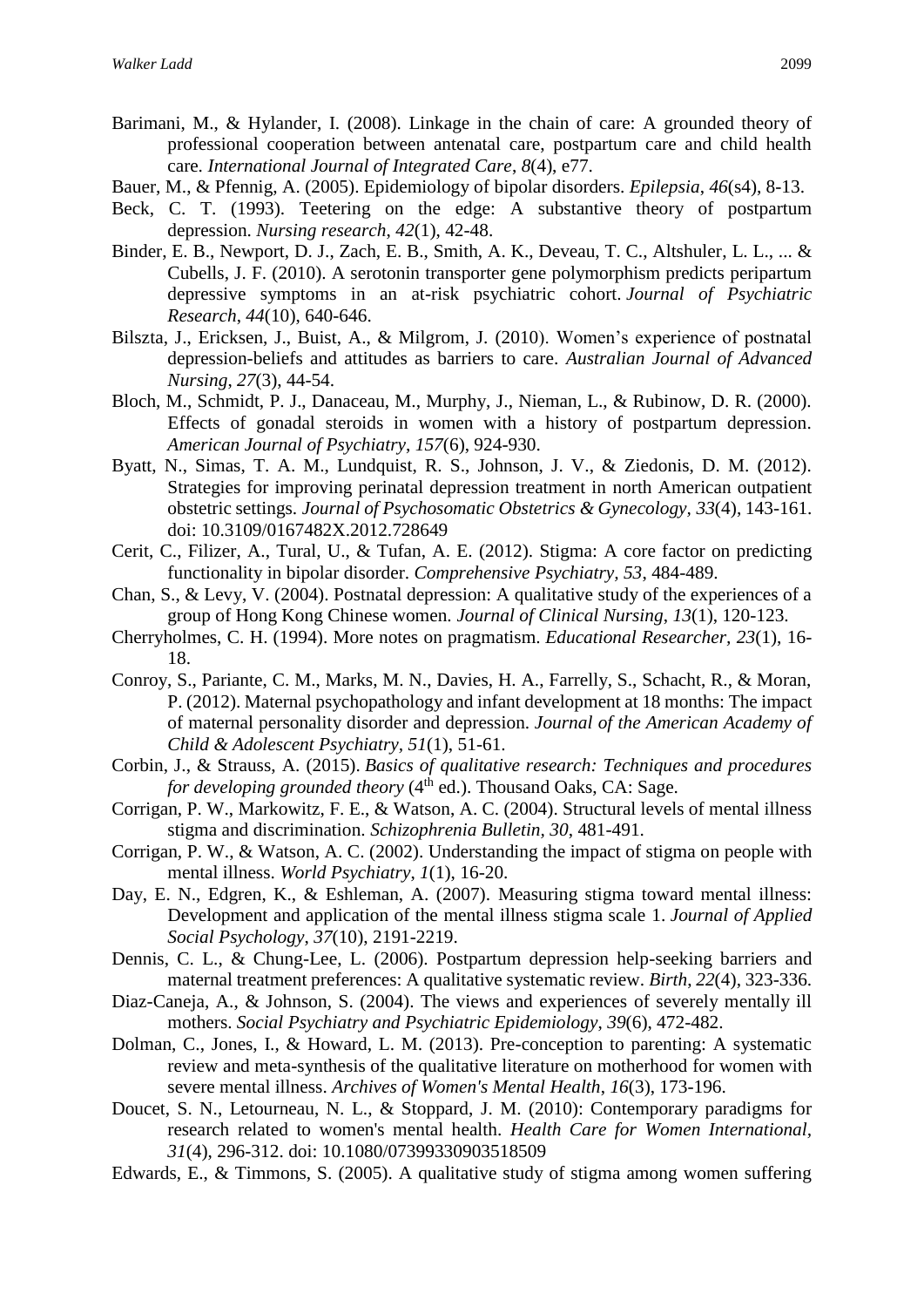Barimani, M., & Hylander, I. (2008). Linkage in the chain of care: A grounded theory of professional cooperation between antenatal care, postpartum care and child health care. *International Journal of Integrated Care*, *8*(4), e77.

Bauer, M., & Pfennig, A. (2005). Epidemiology of bipolar disorders. *Epilepsia*, *46*(s4), 8-13.

Beck, C. T. (1993). Teetering on the edge: A substantive theory of postpartum depression. *Nursing research*, *42*(1), 42-48.

Binder, E. B., Newport, D. J., Zach, E. B., Smith, A. K., Deveau, T. C., Altshuler, L. L., ... & Cubells, J. F. (2010). A serotonin transporter gene polymorphism predicts peripartum depressive symptoms in an at-risk psychiatric cohort. *Journal of Psychiatric Research*, *44*(10), 640-646.

Bilszta, J., Ericksen, J., Buist, A., & Milgrom, J. (2010). Women's experience of postnatal depression-beliefs and attitudes as barriers to care. *Australian Journal of Advanced Nursing*, *27*(3), 44-54.

Bloch, M., Schmidt, P. J., Danaceau, M., Murphy, J., Nieman, L., & Rubinow, D. R. (2000). Effects of gonadal steroids in women with a history of postpartum depression. *American Journal of Psychiatry*, *157*(6), 924-930.

Byatt, N., Simas, T. A. M., Lundquist, R. S., Johnson, J. V., & Ziedonis, D. M. (2012). Strategies for improving perinatal depression treatment in north American outpatient obstetric settings. *Journal of Psychosomatic Obstetrics & Gynecology, 33*(4), 143-161. doi: 10.3109/0167482X.2012.728649

Cerit, C., Filizer, A., Tural, U., & Tufan, A. E. (2012). Stigma: A core factor on predicting functionality in bipolar disorder. *Comprehensive Psychiatry, 53*, 484-489.

Chan, S., & Levy, V. (2004). Postnatal depression: A qualitative study of the experiences of a group of Hong Kong Chinese women. *Journal of Clinical Nursing*, *13*(1), 120-123.

Cherryholmes, C. H. (1994). More notes on pragmatism. *Educational Researcher*, *23*(1), 16-18.

Conroy, S., Pariante, C. M., Marks, M. N., Davies, H. A., Farrelly, S., Schacht, R., & Moran, P. (2012). Maternal psychopathology and infant development at 18 months: The impact of maternal personality disorder and depression. *Journal of the American Academy of Child & Adolescent Psychiatry*, *51*(1), 51-61.

Corbin, J., & Strauss, A. (2015). *Basics of qualitative research: Techniques and procedures for developing grounded theory* (4th ed.). Thousand Oaks, CA: Sage.

Corrigan, P. W., Markowitz, F. E., & Watson, A. C. (2004). Structural levels of mental illness stigma and discrimination. *Schizophrenia Bulletin, 30*, 481-491.

Corrigan, P. W., & Watson, A. C. (2002). Understanding the impact of stigma on people with mental illness. *World Psychiatry*, *1*(1), 16-20.

Day, E. N., Edgren, K., & Eshleman, A. (2007). Measuring stigma toward mental illness: Development and application of the mental illness stigma scale 1. *Journal of Applied Social Psychology*, *37*(10), 2191-2219.

Dennis, C. L., & Chung-Lee, L. (2006). Postpartum depression help-seeking barriers and maternal treatment preferences: A qualitative systematic review. *Birth*, *22*(4), 323-336.

Diaz-Caneja, A., & Johnson, S. (2004). The views and experiences of severely mentally ill mothers. *Social Psychiatry and Psychiatric Epidemiology*, *39*(6), 472-482.

Dolman, C., Jones, I., & Howard, L. M. (2013). Pre-conception to parenting: A systematic review and meta-synthesis of the qualitative literature on motherhood for women with severe mental illness. *Archives of Women's Mental Health*, *16*(3), 173-196.

Doucet, S. N., Letourneau, N. L., & Stoppard, J. M. (2010): Contemporary paradigms for research related to women's mental health. *Health Care for Women International, 31*(4), 296-312. doi: 10.1080/07399330903518509

Edwards, E., & Timmons, S. (2005). A qualitative study of stigma among women suffering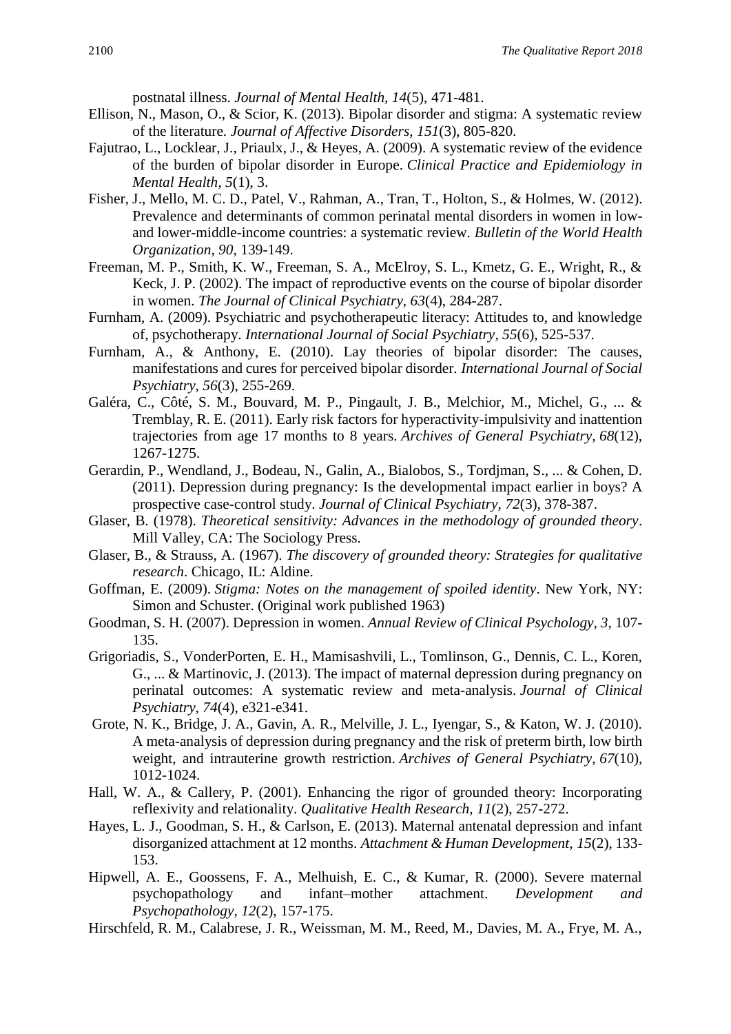postnatal illness. *Journal of Mental Health, 14*(5), 471-481.

Ellison, N., Mason, O., & Scior, K. (2013). Bipolar disorder and stigma: A systematic review of the literature. *Journal of Affective Disorders*, *151*(3), 805-820.

Fajutrao, L., Locklear, J., Priaulx, J., & Heyes, A. (2009). A systematic review of the evidence of the burden of bipolar disorder in Europe. *Clinical Practice and Epidemiology in Mental Health*, *5*(1), 3.

Fisher, J., Mello, M. C. D., Patel, V., Rahman, A., Tran, T., Holton, S., & Holmes, W. (2012). Prevalence and determinants of common perinatal mental disorders in women in low-and lower-middle-income countries: a systematic review. *Bulletin of the World Health Organization*, *90*, 139-149.

Freeman, M. P., Smith, K. W., Freeman, S. A., McElroy, S. L., Kmetz, G. E., Wright, R., & Keck, J. P. (2002). The impact of reproductive events on the course of bipolar disorder in women. *The Journal of Clinical Psychiatry*, *63*(4), 284-287.

Furnham, A. (2009). Psychiatric and psychotherapeutic literacy: Attitudes to, and knowledge of, psychotherapy. *International Journal of Social Psychiatry, 55*(6), 525-537.

Furnham, A., & Anthony, E. (2010). Lay theories of bipolar disorder: The causes, manifestations and cures for perceived bipolar disorder. *International Journal of Social Psychiatry*, *56*(3), 255-269.

Galéra, C., Côté, S. M., Bouvard, M. P., Pingault, J. B., Melchior, M., Michel, G., ... & Tremblay, R. E. (2011). Early risk factors for hyperactivity-impulsivity and inattention trajectories from age 17 months to 8 years. *Archives of General Psychiatry, 68*(12), 1267-1275.

Gerardin, P., Wendland, J., Bodeau, N., Galin, A., Bialobos, S., Tordjman, S., ... & Cohen, D. (2011). Depression during pregnancy: Is the developmental impact earlier in boys? A prospective case-control study. *Journal of Clinical Psychiatry*, *72*(3), 378-387.

Glaser, B. (1978). *Theoretical sensitivity: Advances in the methodology of grounded theory*. Mill Valley, CA: The Sociology Press.

Glaser, B., & Strauss, A. (1967). *The discovery of grounded theory: Strategies for qualitative research*. Chicago, IL: Aldine.

Goffman, E. (2009). *Stigma: Notes on the management of spoiled identity*. New York, NY: Simon and Schuster. (Original work published 1963)

Goodman, S. H. (2007). Depression in women. *Annual Review of Clinical Psychology, 3*, 107-135.

Grigoriadis, S., VonderPorten, E. H., Mamisashvili, L., Tomlinson, G., Dennis, C. L., Koren, G., ... & Martinovic, J. (2013). The impact of maternal depression during pregnancy on perinatal outcomes: A systematic review and meta-analysis. *Journal of Clinical Psychiatry*, *74*(4), e321-e341.

Grote, N. K., Bridge, J. A., Gavin, A. R., Melville, J. L., Iyengar, S., & Katon, W. J. (2010). A meta-analysis of depression during pregnancy and the risk of preterm birth, low birth weight, and intrauterine growth restriction. *Archives of General Psychiatry, 67*(10), 1012-1024.

Hall, W. A., & Callery, P. (2001). Enhancing the rigor of grounded theory: Incorporating reflexivity and relationality. *Qualitative Health Research, 11*(2), 257-272.

Hayes, L. J., Goodman, S. H., & Carlson, E. (2013). Maternal antenatal depression and infant disorganized attachment at 12 months. *Attachment & Human Development*, *15*(2), 133-153.

Hipwell, A. E., Goossens, F. A., Melhuish, E. C., & Kumar, R. (2000). Severe maternal psychopathology and infant–mother attachment. *Development and Psychopathology, 12*(2), 157-175.

Hirschfeld, R. M., Calabrese, J. R., Weissman, M. M., Reed, M., Davies, M. A., Frye, M. A.,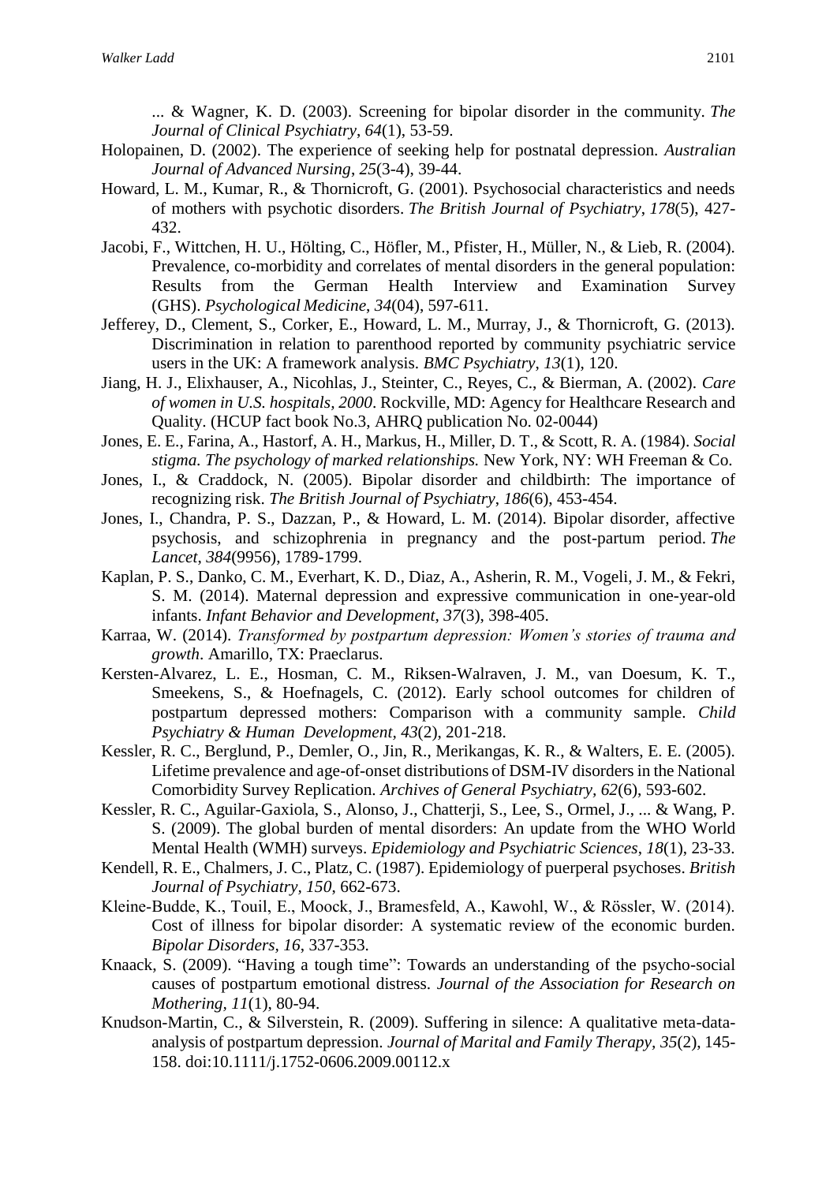... & Wagner, K. D. (2003). Screening for bipolar disorder in the community. *The Journal of Clinical Psychiatry*, *64*(1), 53-59.

Holopainen, D. (2002). The experience of seeking help for postnatal depression. *Australian Journal of Advanced Nursing*, *25*(3-4), 39-44.

Howard, L. M., Kumar, R., & Thornicroft, G. (2001). Psychosocial characteristics and needs of mothers with psychotic disorders. *The British Journal of Psychiatry*, *178*(5), 427-432.

Jacobi, F., Wittchen, H. U., Hölting, C., Höfler, M., Pfister, H., Müller, N., & Lieb, R. (2004). Prevalence, co-morbidity and correlates of mental disorders in the general population: Results from the German Health Interview and Examination Survey (GHS). *Psychological Medicine*, *34*(04), 597-611.

Jefferey, D., Clement, S., Corker, E., Howard, L. M., Murray, J., & Thornicroft, G. (2013). Discrimination in relation to parenthood reported by community psychiatric service users in the UK: A framework analysis. *BMC Psychiatry*, *13*(1), 120.

Jiang, H. J., Elixhauser, A., Nicohlas, J., Steinter, C., Reyes, C., & Bierman, A. (2002). *Care of women in U.S. hospitals, 2000*. Rockville, MD: Agency for Healthcare Research and Quality. (HCUP fact book No.3, AHRQ publication No. 02-0044)

Jones, E. E., Farina, A., Hastorf, A. H., Markus, H., Miller, D. T., & Scott, R. A. (1984). *Social stigma. The psychology of marked relationships.* New York, NY: WH Freeman & Co.

Jones, I., & Craddock, N. (2005). Bipolar disorder and childbirth: The importance of recognizing risk. *The British Journal of Psychiatry*, *186*(6), 453-454.

Jones, I., Chandra, P. S., Dazzan, P., & Howard, L. M. (2014). Bipolar disorder, affective psychosis, and schizophrenia in pregnancy and the post-partum period. *The Lancet*, *384*(9956), 1789-1799.

Kaplan, P. S., Danko, C. M., Everhart, K. D., Diaz, A., Asherin, R. M., Vogeli, J. M., & Fekri, S. M. (2014). Maternal depression and expressive communication in one-year-old infants. *Infant Behavior and Development, 37*(3), 398-405.

Karraa, W. (2014). *Transformed by postpartum depression: Women's stories of trauma and growth*. Amarillo, TX: Praeclarus.

Kersten-Alvarez, L. E., Hosman, C. M., Riksen-Walraven, J. M., van Doesum, K. T., Smeekens, S., & Hoefnagels, C. (2012). Early school outcomes for children of postpartum depressed mothers: Comparison with a community sample. *Child Psychiatry & Human Development, 43*(2), 201-218.

Kessler, R. C., Berglund, P., Demler, O., Jin, R., Merikangas, K. R., & Walters, E. E. (2005). Lifetime prevalence and age-of-onset distributions of DSM-IV disorders in the National Comorbidity Survey Replication. *Archives of General Psychiatry*, *62*(6), 593-602.

Kessler, R. C., Aguilar-Gaxiola, S., Alonso, J., Chatterji, S., Lee, S., Ormel, J., ... & Wang, P. S. (2009). The global burden of mental disorders: An update from the WHO World Mental Health (WMH) surveys. *Epidemiology and Psychiatric Sciences*, *18*(1), 23-33.

Kendell, R. E., Chalmers, J. C., Platz, C. (1987). Epidemiology of puerperal psychoses. *British Journal of Psychiatry*, *150*, 662-673.

Kleine-Budde, K., Touil, E., Moock, J., Bramesfeld, A., Kawohl, W., & Rössler, W. (2014). Cost of illness for bipolar disorder: A systematic review of the economic burden. *Bipolar Disorders, 16*, 337-353.

Knaack, S. (2009). "Having a tough time": Towards an understanding of the psycho-social causes of postpartum emotional distress. *Journal of the Association for Research on Mothering, 11*(1), 80-94.

Knudson-Martin, C., & Silverstein, R. (2009). Suffering in silence: A qualitative meta-data-analysis of postpartum depression. *Journal of Marital and Family Therapy*, *35*(2), 145-158. doi:10.1111/j.1752-0606.2009.00112.x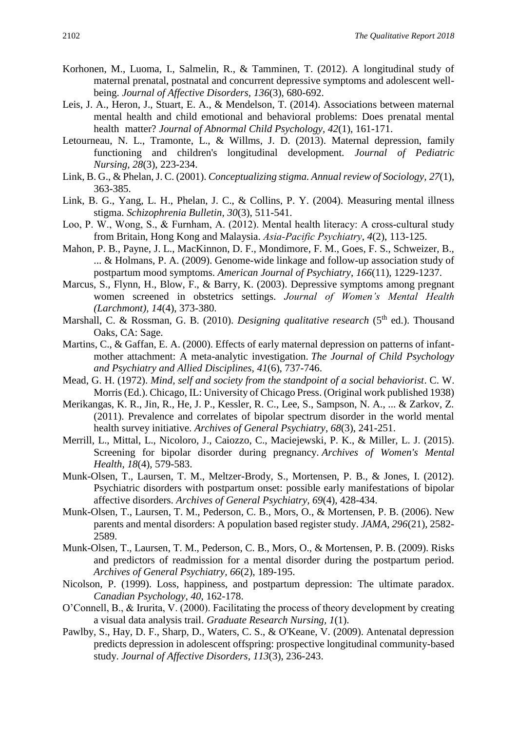Korhonen, M., Luoma, I., Salmelin, R., & Tamminen, T. (2012). A longitudinal study of maternal prenatal, postnatal and concurrent depressive symptoms and adolescent well-being. *Journal of Affective Disorders*, *136*(3), 680-692.

Leis, J. A., Heron, J., Stuart, E. A., & Mendelson, T. (2014). Associations between maternal mental health and child emotional and behavioral problems: Does prenatal mental health matter? *Journal of Abnormal Child Psychology, 42*(1), 161-171.

Letourneau, N. L., Tramonte, L., & Willms, J. D. (2013). Maternal depression, family functioning and children's longitudinal development. *Journal of Pediatric Nursing, 28*(3), 223-234.

Link, B. G., & Phelan, J. C. (2001). *Conceptualizing stigma. Annual review of Sociology, 27*(1), 363-385.

Link, B. G., Yang, L. H., Phelan, J. C., & Collins, P. Y. (2004). Measuring mental illness stigma. *Schizophrenia Bulletin*, *30*(3), 511-541.

Loo, P. W., Wong, S., & Furnham, A. (2012). Mental health literacy: A cross-cultural study from Britain, Hong Kong and Malaysia. *Asia-Pacific Psychiatry*, *4*(2), 113-125.

Mahon, P. B., Payne, J. L., MacKinnon, D. F., Mondimore, F. M., Goes, F. S., Schweizer, B., ... & Holmans, P. A. (2009). Genome-wide linkage and follow-up association study of postpartum mood symptoms. *American Journal of Psychiatry*, *166*(11), 1229-1237.

Marcus, S., Flynn, H., Blow, F., & Barry, K. (2003). Depressive symptoms among pregnant women screened in obstetrics settings. *Journal of Women's Mental Health (Larchmont), 14*(4), 373-380.

Marshall, C. & Rossman, G. B. (2010). *Designing qualitative research* (5th ed.). Thousand Oaks, CA: Sage.

Martins, C., & Gaffan, E. A. (2000). Effects of early maternal depression on patterns of infant-mother attachment: A meta-analytic investigation. *The Journal of Child Psychology and Psychiatry and Allied Disciplines*, *41*(6), 737-746.

Mead, G. H. (1972). *Mind, self and society from the standpoint of a social behaviorist*. C. W. Morris (Ed.). Chicago, IL: University of Chicago Press. (Original work published 1938)

Merikangas, K. R., Jin, R., He, J. P., Kessler, R. C., Lee, S., Sampson, N. A., ... & Zarkov, Z. (2011). Prevalence and correlates of bipolar spectrum disorder in the world mental health survey initiative. *Archives of General Psychiatry*, *68*(3), 241-251.

Merrill, L., Mittal, L., Nicoloro, J., Caiozzo, C., Maciejewski, P. K., & Miller, L. J. (2015). Screening for bipolar disorder during pregnancy. *Archives of Women's Mental Health*, *18*(4), 579-583.

Munk-Olsen, T., Laursen, T. M., Meltzer-Brody, S., Mortensen, P. B., & Jones, I. (2012). Psychiatric disorders with postpartum onset: possible early manifestations of bipolar affective disorders. *Archives of General Psychiatry, 69*(4), 428-434.

Munk-Olsen, T., Laursen, T. M., Pederson, C. B., Mors, O., & Mortensen, P. B. (2006). New parents and mental disorders: A population based register study. *JAMA, 296*(21), 2582-2589.

Munk-Olsen, T., Laursen, T. M., Pederson, C. B., Mors, O., & Mortensen, P. B. (2009). Risks and predictors of readmission for a mental disorder during the postpartum period. *Archives of General Psychiatry, 66*(2), 189-195.

Nicolson, P. (1999). Loss, happiness, and postpartum depression: The ultimate paradox. *Canadian Psychology*, *40*, 162-178.

O'Connell, B., & Irurita, V. (2000). Facilitating the process of theory development by creating a visual data analysis trail. *Graduate Research Nursing, 1*(1).

Pawlby, S., Hay, D. F., Sharp, D., Waters, C. S., & O'Keane, V. (2009). Antenatal depression predicts depression in adolescent offspring: prospective longitudinal community-based study. *Journal of Affective Disorders, 113*(3), 236-243.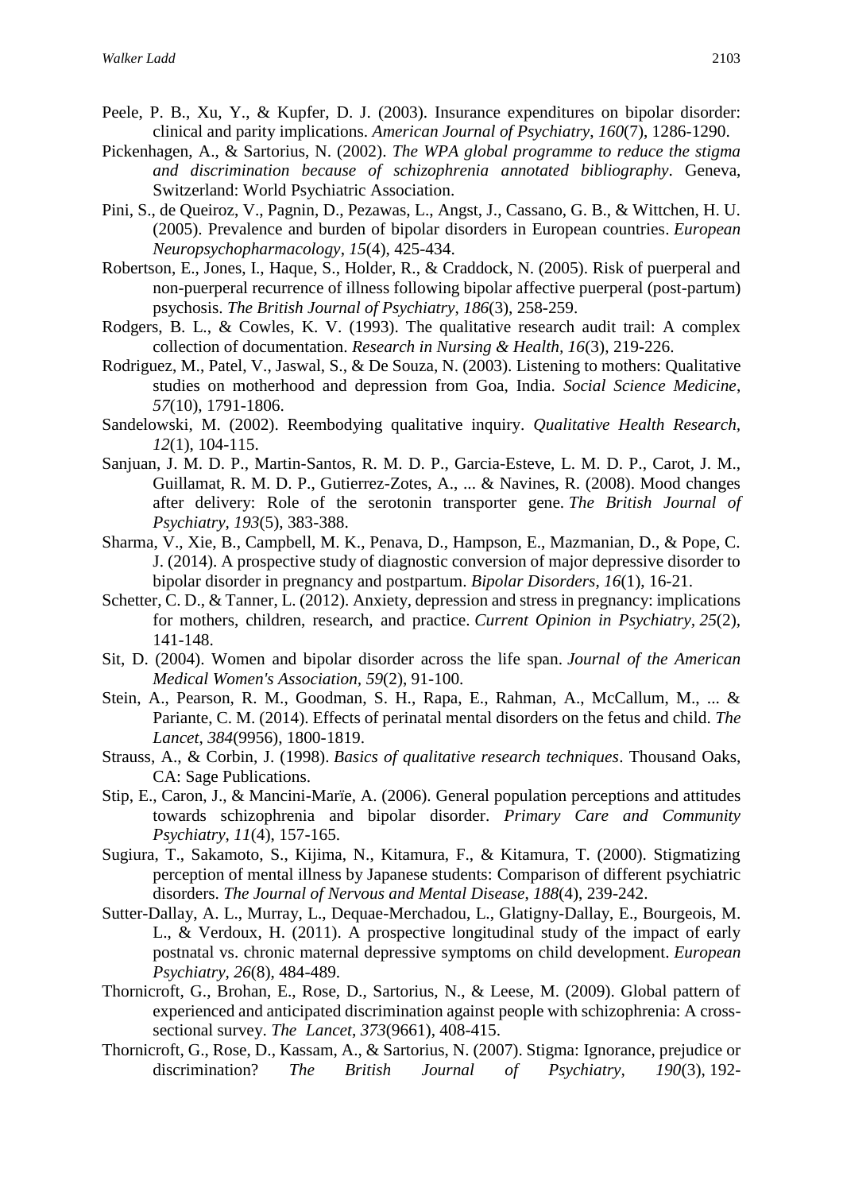Peele, P. B., Xu, Y., & Kupfer, D. J. (2003). Insurance expenditures on bipolar disorder: clinical and parity implications. *American Journal of Psychiatry*, *160*(7), 1286-1290.

Pickenhagen, A., & Sartorius, N. (2002). *The WPA global programme to reduce the stigma and discrimination because of schizophrenia annotated bibliography*. Geneva, Switzerland: World Psychiatric Association.

Pini, S., de Queiroz, V., Pagnin, D., Pezawas, L., Angst, J., Cassano, G. B., & Wittchen, H. U. (2005). Prevalence and burden of bipolar disorders in European countries. *European Neuropsychopharmacology*, *15*(4), 425-434.

Robertson, E., Jones, I., Haque, S., Holder, R., & Craddock, N. (2005). Risk of puerperal and non-puerperal recurrence of illness following bipolar affective puerperal (post-partum) psychosis. *The British Journal of Psychiatry*, *186*(3), 258-259.

Rodgers, B. L., & Cowles, K. V. (1993). The qualitative research audit trail: A complex collection of documentation. *Research in Nursing & Health, 16*(3), 219-226.

Rodriguez, M., Patel, V., Jaswal, S., & De Souza, N. (2003). Listening to mothers: Qualitative studies on motherhood and depression from Goa, India. *Social Science Medicine*, *57*(10), 1791-1806.

Sandelowski, M. (2002). Reembodying qualitative inquiry. *Qualitative Health Research*, *12*(1), 104-115.

Sanjuan, J. M. D. P., Martin-Santos, R. M. D. P., Garcia-Esteve, L. M. D. P., Carot, J. M., Guillamat, R. M. D. P., Gutierrez-Zotes, A., ... & Navines, R. (2008). Mood changes after delivery: Role of the serotonin transporter gene. *The British Journal of Psychiatry*, *193*(5), 383-388.

Sharma, V., Xie, B., Campbell, M. K., Penava, D., Hampson, E., Mazmanian, D., & Pope, C. J. (2014). A prospective study of diagnostic conversion of major depressive disorder to bipolar disorder in pregnancy and postpartum. *Bipolar Disorders*, *16*(1), 16-21.

Schetter, C. D., & Tanner, L. (2012). Anxiety, depression and stress in pregnancy: implications for mothers, children, research, and practice. *Current Opinion in Psychiatry*, *25*(2), 141-148.

Sit, D. (2004). Women and bipolar disorder across the life span. *Journal of the American Medical Women's Association*, *59*(2), 91-100.

Stein, A., Pearson, R. M., Goodman, S. H., Rapa, E., Rahman, A., McCallum, M., ... & Pariante, C. M. (2014). Effects of perinatal mental disorders on the fetus and child. *The Lancet*, *384*(9956), 1800-1819.

Strauss, A., & Corbin, J. (1998). *Basics of qualitative research techniques*. Thousand Oaks, CA: Sage Publications.

Stip, E., Caron, J., & Mancini-Marïe, A. (2006). General population perceptions and attitudes towards schizophrenia and bipolar disorder. *Primary Care and Community Psychiatry*, *11*(4), 157-165.

Sugiura, T., Sakamoto, S., Kijima, N., Kitamura, F., & Kitamura, T. (2000). Stigmatizing perception of mental illness by Japanese students: Comparison of different psychiatric disorders. *The Journal of Nervous and Mental Disease*, *188*(4), 239-242.

Sutter-Dallay, A. L., Murray, L., Dequae-Merchadou, L., Glatigny-Dallay, E., Bourgeois, M. L., & Verdoux, H. (2011). A prospective longitudinal study of the impact of early postnatal vs. chronic maternal depressive symptoms on child development. *European Psychiatry*, *26*(8), 484-489.

Thornicroft, G., Brohan, E., Rose, D., Sartorius, N., & Leese, M. (2009). Global pattern of experienced and anticipated discrimination against people with schizophrenia: A cross-sectional survey. *The Lancet*, *373*(9661), 408-415.

Thornicroft, G., Rose, D., Kassam, A., & Sartorius, N. (2007). Stigma: Ignorance, prejudice or discrimination? *The British Journal of Psychiatry*, *190*(3), 192-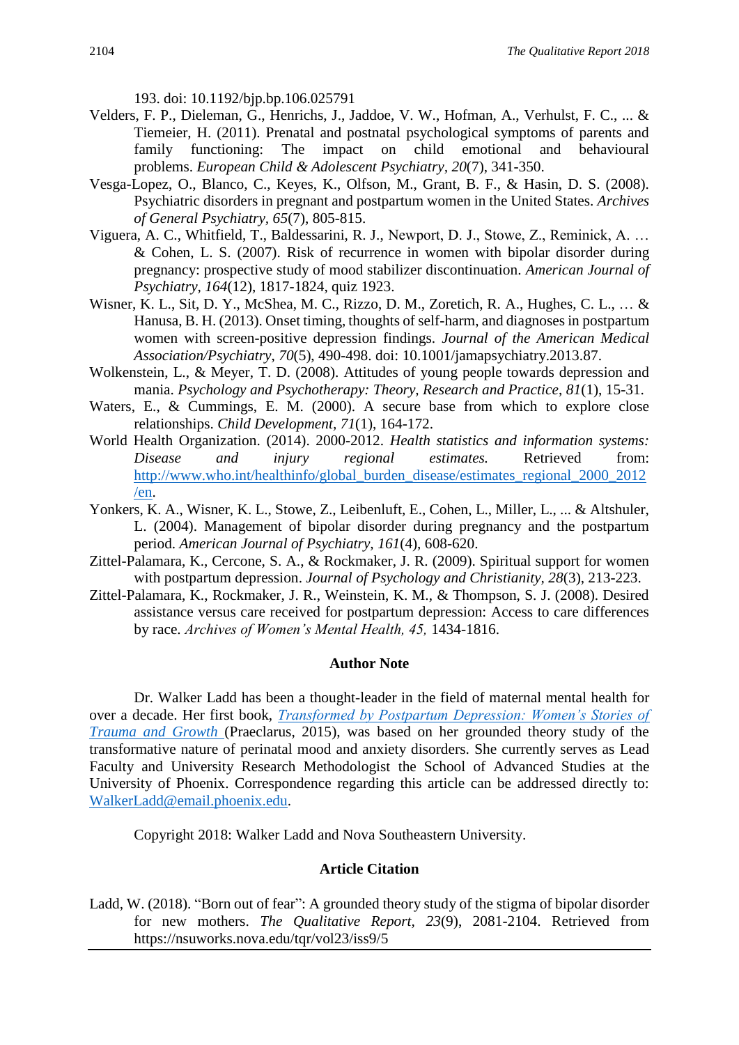193. doi: 10.1192/bjp.bp.106.025791

Velders, F. P., Dieleman, G., Henrichs, J., Jaddoe, V. W., Hofman, A., Verhulst, F. C., ... & Tiemeier, H. (2011). Prenatal and postnatal psychological symptoms of parents and family functioning: The impact on child emotional and behavioural problems. *European Child & Adolescent Psychiatry*, *20*(7), 341-350.

Vesga-Lopez, O., Blanco, C., Keyes, K., Olfson, M., Grant, B. F., & Hasin, D. S. (2008). Psychiatric disorders in pregnant and postpartum women in the United States. *Archives of General Psychiatry*, *65*(7), 805-815.

Viguera, A. C., Whitfield, T., Baldessarini, R. J., Newport, D. J., Stowe, Z., Reminick, A. … & Cohen, L. S. (2007). Risk of recurrence in women with bipolar disorder during pregnancy: prospective study of mood stabilizer discontinuation. *American Journal of Psychiatry*, *164*(12), 1817-1824, quiz 1923.

Wisner, K. L., Sit, D. Y., McShea, M. C., Rizzo, D. M., Zoretich, R. A., Hughes, C. L., … & Hanusa, B. H. (2013). Onset timing, thoughts of self-harm, and diagnoses in postpartum women with screen-positive depression findings. *Journal of the American Medical Association/Psychiatry*, *70*(5), 490-498. doi: 10.1001/jamapsychiatry.2013.87.

Wolkenstein, L., & Meyer, T. D. (2008). Attitudes of young people towards depression and mania. *Psychology and Psychotherapy: Theory, Research and Practice*, *81*(1), 15-31.

Waters, E., & Cummings, E. M. (2000). A secure base from which to explore close relationships. *Child Development*, *71*(1), 164-172.

World Health Organization. (2014). 2000-2012. *Health statistics and information systems: Disease and injury regional estimates.* Retrieved from: http://www.who.int/healthinfo/global_burden_disease/estimates_regional_2000_2012/en.

Yonkers, K. A., Wisner, K. L., Stowe, Z., Leibenluft, E., Cohen, L., Miller, L., ... & Altshuler, L. (2004). Management of bipolar disorder during pregnancy and the postpartum period. *American Journal of Psychiatry*, *161*(4), 608-620.

Zittel-Palamara, K., Cercone, S. A., & Rockmaker, J. R. (2009). Spiritual support for women with postpartum depression. *Journal of Psychology and Christianity*, *28*(3), 213-223.

Zittel-Palamara, K., Rockmaker, J. R., Weinstein, K. M., & Thompson, S. J. (2008). Desired assistance versus care received for postpartum depression: Access to care differences by race. *Archives of Women's Mental Health*, *45*, 1434-1816.

### Author Note

Dr. Walker Ladd has been a thought-leader in the field of maternal mental health for over a decade. Her first book, *Transformed by Postpartum Depression: Women's Stories of Trauma and Growth* (Praeclarus, 2015), was based on her grounded theory study of the transformative nature of perinatal mood and anxiety disorders. She currently serves as Lead Faculty and University Research Methodologist the School of Advanced Studies at the University of Phoenix. Correspondence regarding this article can be addressed directly to: WalkerLadd@email.phoenix.edu.

Copyright 2018: Walker Ladd and Nova Southeastern University.

### Article Citation

Ladd, W. (2018). "Born out of fear": A grounded theory study of the stigma of bipolar disorder for new mothers. *The Qualitative Report, 23*(9), 2081-2104. Retrieved from https://nsuworks.nova.edu/tqr/vol23/iss9/5